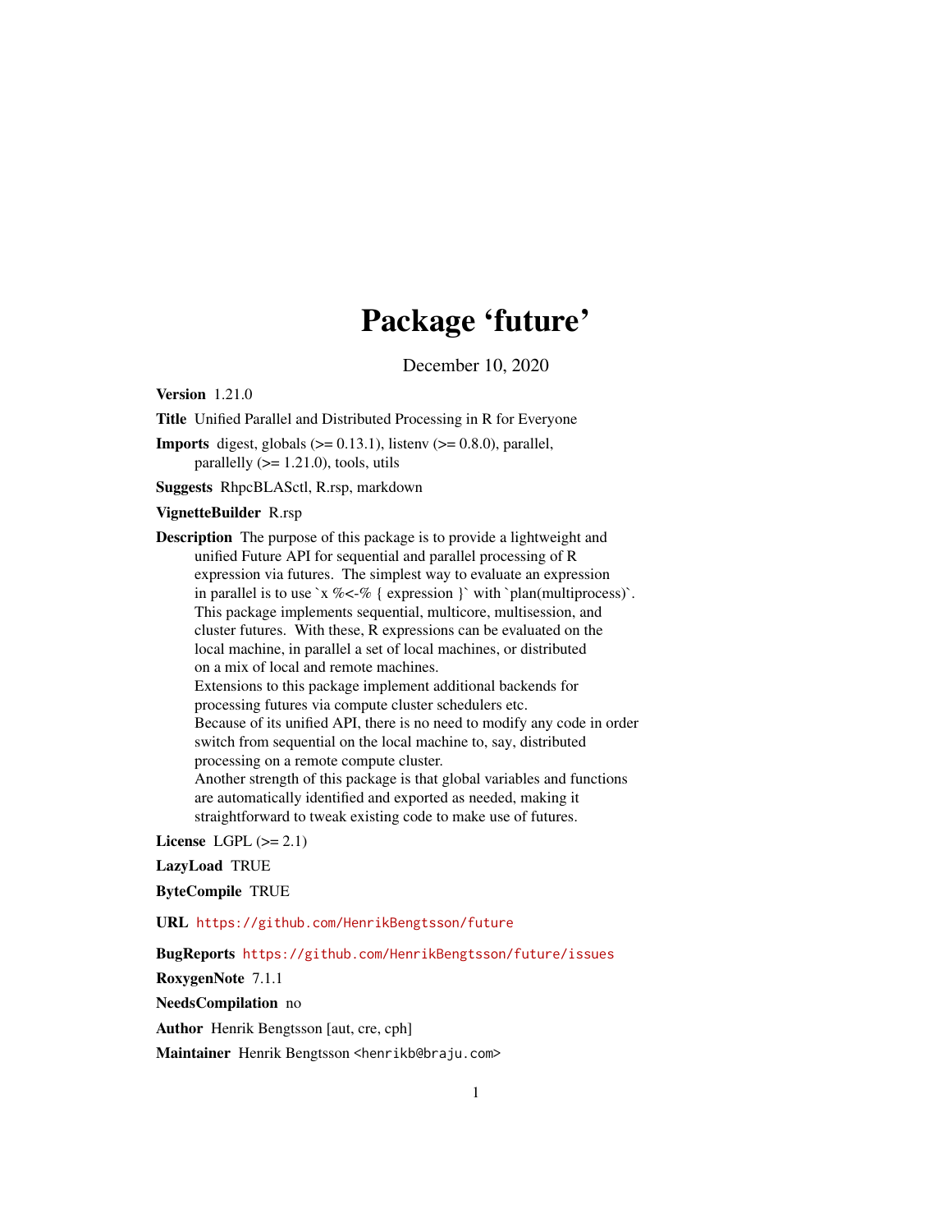# Package 'future'

December 10, 2020

**Version** 1.21.0

**Title** Unified Parallel and Distributed Processing in R for Everyone

**Imports** digest, globals (>= 0.13.1), listenv (>= 0.8.0), parallel, parallelly (>= 1.21.0), tools, utils

**Suggests** RhpcBLASctl, R.rsp, markdown

**VignetteBuilder** R.rsp

**Description** The purpose of this package is to provide a lightweight and unified Future API for sequential and parallel processing of R expression via futures. The simplest way to evaluate an expression in parallel is to use `x %<-% { expression }` with `plan(multiprocess)`. This package implements sequential, multicore, multisession, and cluster futures. With these, R expressions can be evaluated on the local machine, in parallel a set of local machines, or distributed on a mix of local and remote machines.
Extensions to this package implement additional backends for processing futures via compute cluster schedulers etc.
Because of its unified API, there is no need to modify any code in order switch from sequential on the local machine to, say, distributed processing on a remote compute cluster.
Another strength of this package is that global variables and functions are automatically identified and exported as needed, making it straightforward to tweak existing code to make use of futures.

**License** LGPL (>= 2.1)

**LazyLoad** TRUE

**ByteCompile** TRUE

**URL** https://github.com/HenrikBengtsson/future

**BugReports** https://github.com/HenrikBengtsson/future/issues

**RoxygenNote** 7.1.1

**NeedsCompilation** no

**Author** Henrik Bengtsson [aut, cre, cph]

**Maintainer** Henrik Bengtsson <henrikb@braju.com>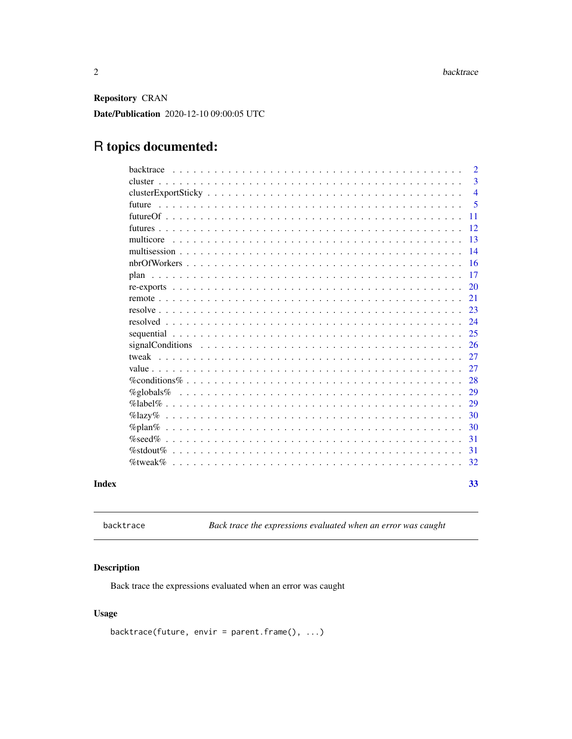**Repository** CRAN

**Date/Publication** 2020-12-10 09:00:05 UTC

# R topics documented:

| | |
|---|---|
| backtrace | 2 |
| cluster | 3 |
| clusterExportSticky | 4 |
| future | 5 |
| futureOf | 11 |
| futures | 12 |
| multicore | 13 |
| multisession | 14 |
| nbrOfWorkers | 16 |
| plan | 17 |
| re-exports | 20 |
| remote | 21 |
| resolve | 23 |
| resolved | 24 |
| sequential | 25 |
| signalConditions | 26 |
| tweak | 27 |
| value | 27 |
| %conditions% | 28 |
| %globals% | 29 |
| %label% | 29 |
| %lazy% | 30 |
| %plan% | 30 |
| %seed% | 31 |
| %stdout% | 31 |
| %tweak% | 32 |

**Index** 33

---

`backtrace` *Back trace the expressions evaluated when an error was caught*

---

## Description

Back trace the expressions evaluated when an error was caught

## Usage

```
backtrace(future, envir = parent.frame(), ...)
```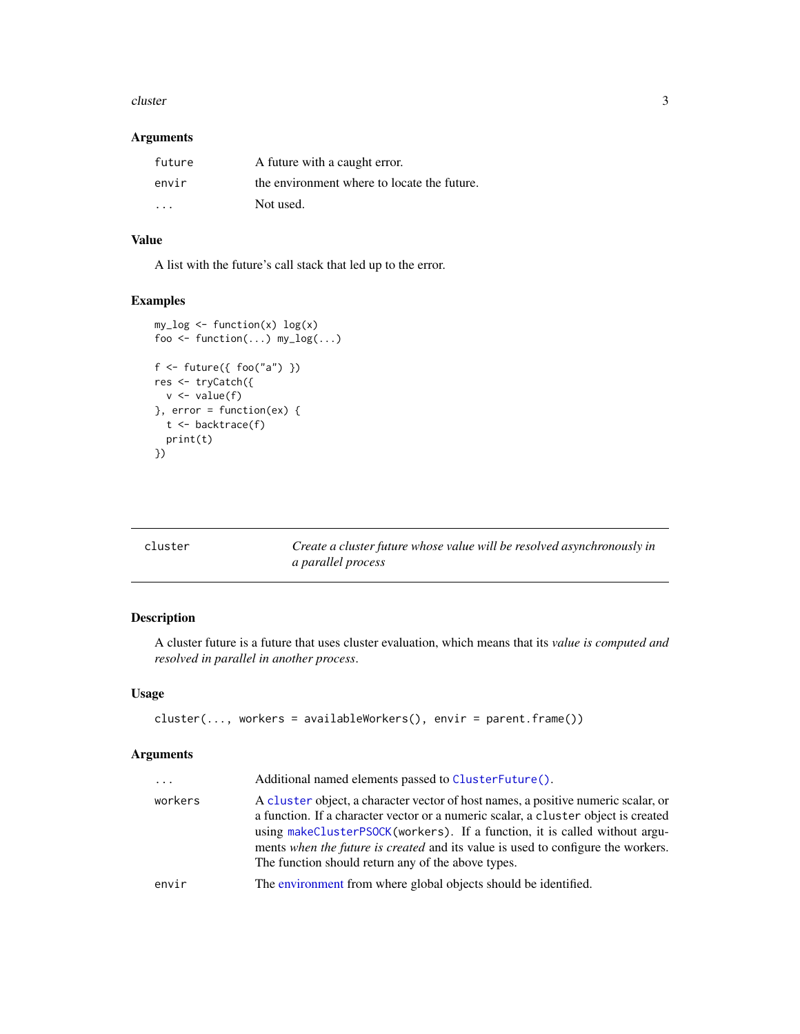### Arguments

| | |
|---|---|
| `future` | A future with a caught error. |
| `envir` | the environment where to locate the future. |
| `...` | Not used. |

### Value

A list with the future's call stack that led up to the error.

### Examples

```
my_log <- function(x) log(x)
foo <- function(...) my_log(...)

f <- future({ foo("a") })
res <- tryCatch({
  v <- value(f)
}, error = function(ex) {
  t <- backtrace(f)
  print(t)
})
```

---

## cluster — *Create a cluster future whose value will be resolved asynchronously in a parallel process*

---

### Description

A cluster future is a future that uses cluster evaluation, which means that its *value is computed and resolved in parallel in another process*.

### Usage

```
cluster(..., workers = availableWorkers(), envir = parent.frame())
```

### Arguments

| | |
|---|---|
| `...` | Additional named elements passed to `ClusterFuture()`. |
| `workers` | A `cluster` object, a character vector of host names, a positive numeric scalar, or a function. If a character vector or a numeric scalar, a `cluster` object is created using `makeClusterPSOCK(workers)`. If a function, it is called without arguments *when the future is created* and its value is used to configure the workers. The function should return any of the above types. |
| `envir` | The environment from where global objects should be identified. |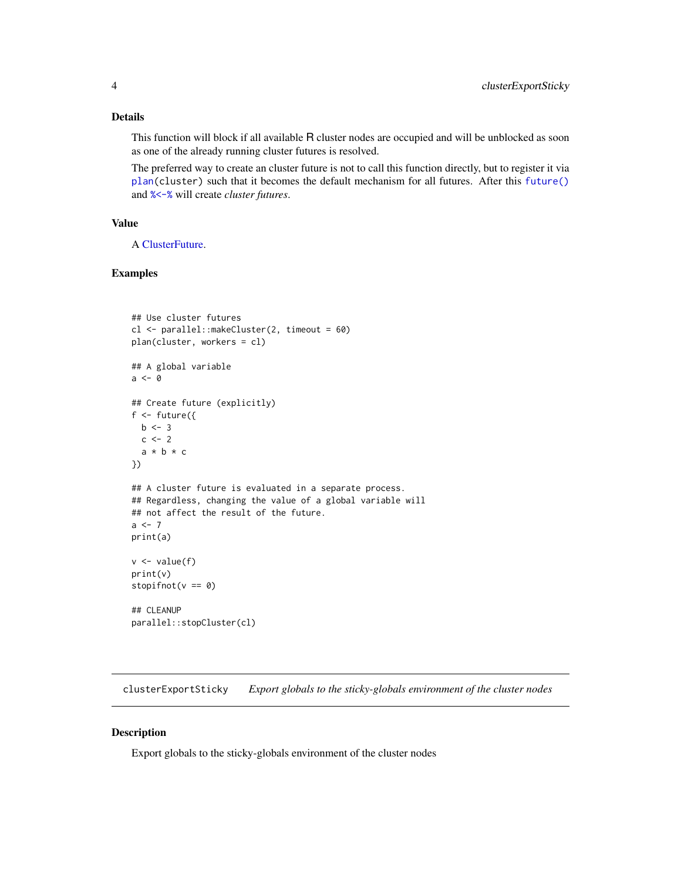### Details

This function will block if all available R cluster nodes are occupied and will be unblocked as soon as one of the already running cluster futures is resolved.

The preferred way to create an cluster future is not to call this function directly, but to register it via `plan(cluster)` such that it becomes the default mechanism for all futures. After this `future()` and `%<-%` will create *cluster futures*.

### Value

A ClusterFuture.

### Examples

```
## Use cluster futures
cl <- parallel::makeCluster(2, timeout = 60)
plan(cluster, workers = cl)

## A global variable
a <- 0

## Create future (explicitly)
f <- future({
  b <- 3
  c <- 2
  a * b * c
})

## A cluster future is evaluated in a separate process.
## Regardless, changing the value of a global variable will
## not affect the result of the future.
a <- 7
print(a)

v <- value(f)
print(v)
stopifnot(v == 0)

## CLEANUP
parallel::stopCluster(cl)
```

---

## clusterExportSticky    *Export globals to the sticky-globals environment of the cluster nodes*

### Description

Export globals to the sticky-globals environment of the cluster nodes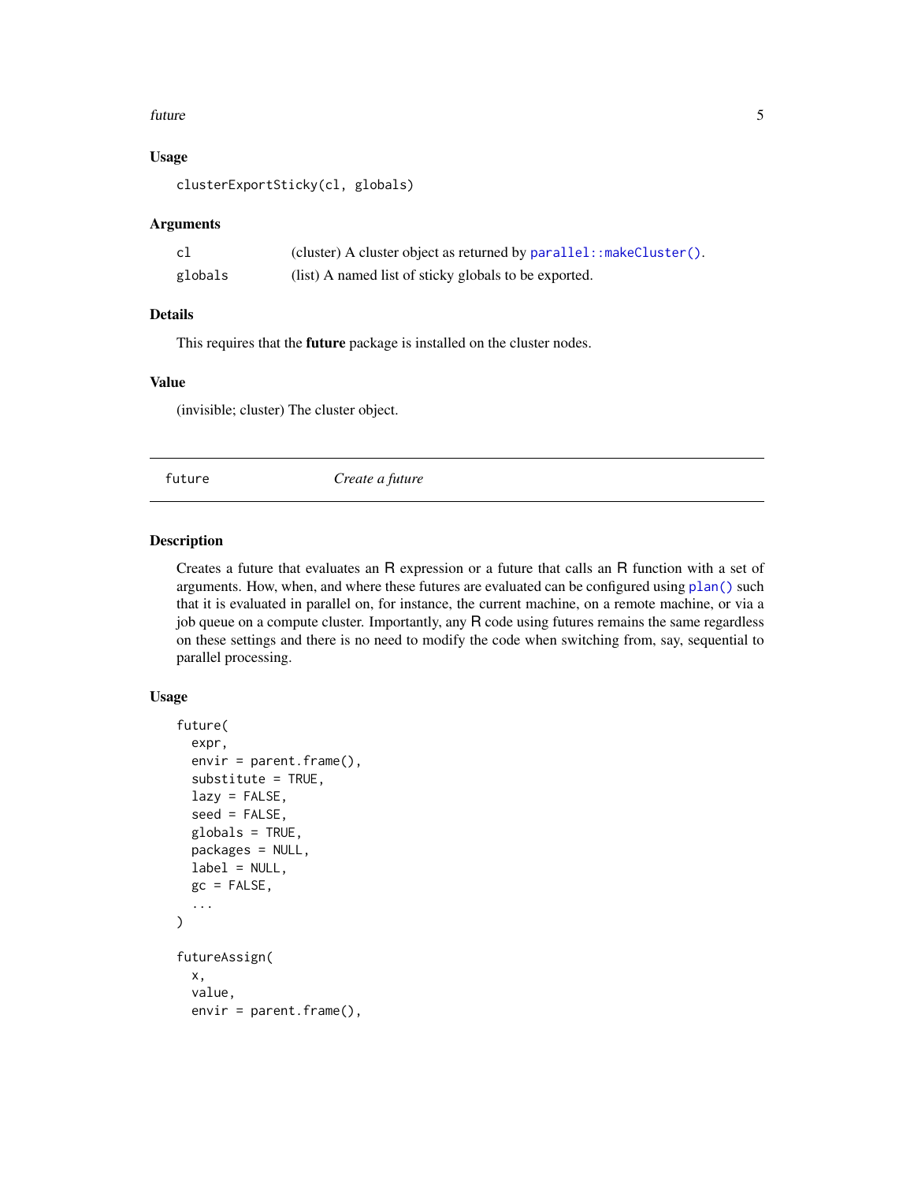### Usage

```
clusterExportSticky(cl, globals)
```

### Arguments

| | |
|---|---|
| `cl` | (cluster) A cluster object as returned by `parallel::makeCluster()`. |
| `globals` | (list) A named list of sticky globals to be exported. |

### Details

This requires that the **future** package is installed on the cluster nodes.

### Value

(invisible; cluster) The cluster object.

---

## future — *Create a future*

---

### Description

Creates a future that evaluates an R expression or a future that calls an R function with a set of arguments. How, when, and where these futures are evaluated can be configured using `plan()` such that it is evaluated in parallel on, for instance, the current machine, on a remote machine, or via a job queue on a compute cluster. Importantly, any R code using futures remains the same regardless on these settings and there is no need to modify the code when switching from, say, sequential to parallel processing.

### Usage

```
future(
  expr,
  envir = parent.frame(),
  substitute = TRUE,
  lazy = FALSE,
  seed = FALSE,
  globals = TRUE,
  packages = NULL,
  label = NULL,
  gc = FALSE,
  ...
)

futureAssign(
  x,
  value,
  envir = parent.frame(),
```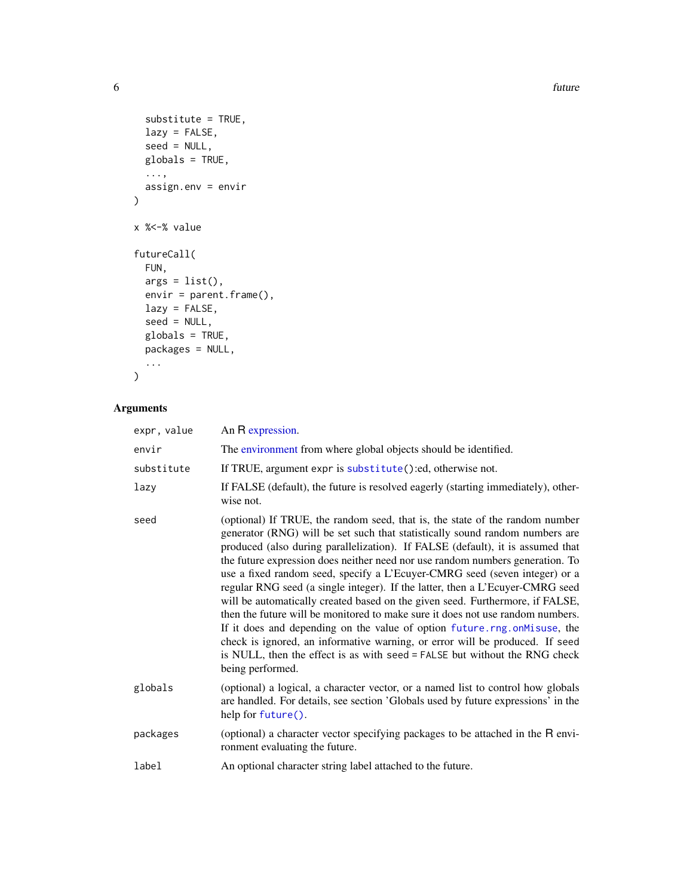```
  substitute = TRUE,
  lazy = FALSE,
  seed = NULL,
  globals = TRUE,
  ...,
  assign.env = envir
)

x %<-% value

futureCall(
  FUN,
  args = list(),
  envir = parent.frame(),
  lazy = FALSE,
  seed = NULL,
  globals = TRUE,
  packages = NULL,
  ...
)
```

## Arguments

| | |
|---|---|
| expr, value | An R expression. |
| envir | The environment from where global objects should be identified. |
| substitute | If TRUE, argument expr is substitute():ed, otherwise not. |
| lazy | If FALSE (default), the future is resolved eagerly (starting immediately), otherwise not. |
| seed | (optional) If TRUE, the random seed, that is, the state of the random number generator (RNG) will be set such that statistically sound random numbers are produced (also during parallelization). If FALSE (default), it is assumed that the future expression does neither need nor use random numbers generation. To use a fixed random seed, specify a L'Ecuyer-CMRG seed (seven integer) or a regular RNG seed (a single integer). If the latter, then a L'Ecuyer-CMRG seed will be automatically created based on the given seed. Furthermore, if FALSE, then the future will be monitored to make sure it does not use random numbers. If it does and depending on the value of option future.rng.onMisuse, the check is ignored, an informative warning, or error will be produced. If seed is NULL, then the effect is as with seed = FALSE but without the RNG check being performed. |
| globals | (optional) a logical, a character vector, or a named list to control how globals are handled. For details, see section 'Globals used by future expressions' in the help for future(). |
| packages | (optional) a character vector specifying packages to be attached in the R environment evaluating the future. |
| label | An optional character string label attached to the future. |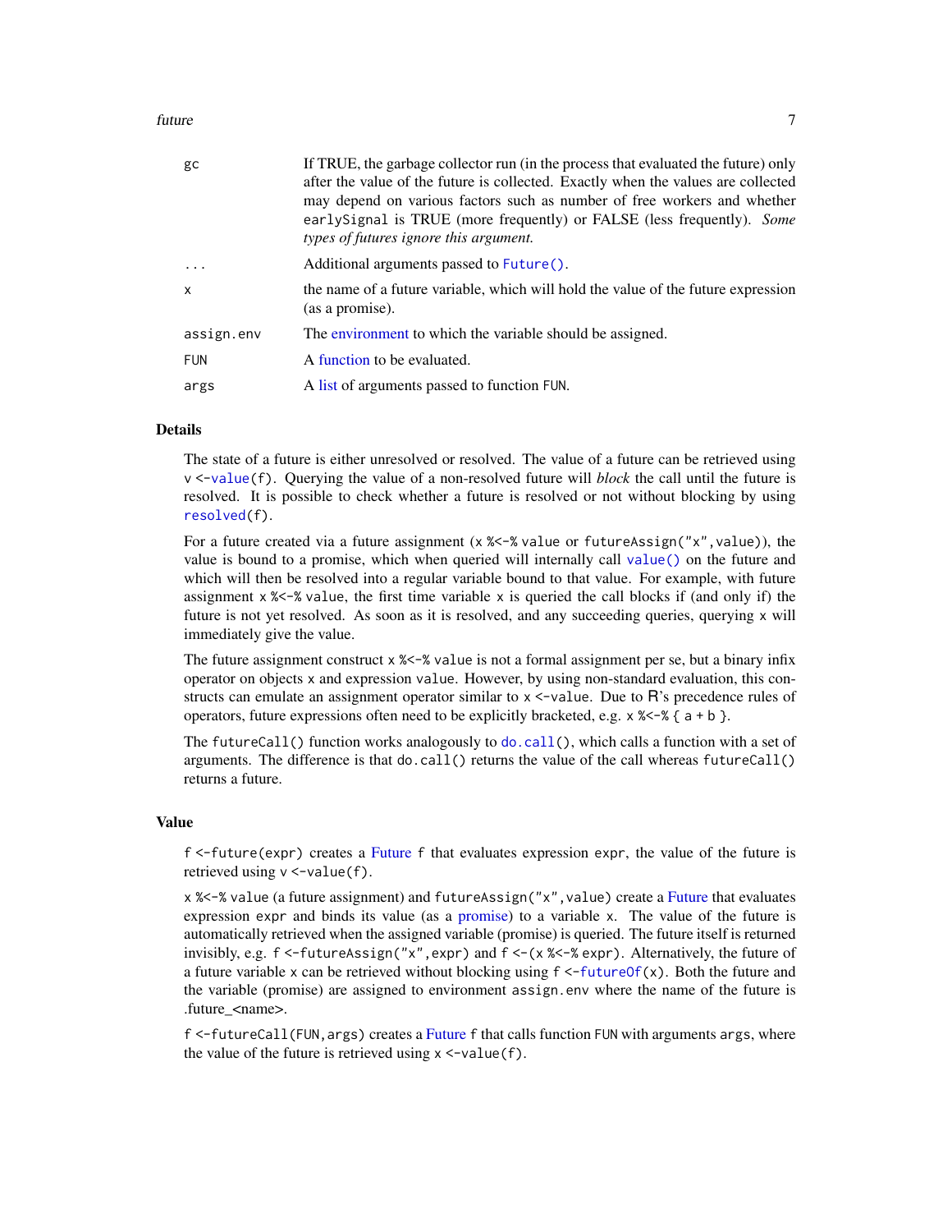| | |
|---|---|
| `gc` | If TRUE, the garbage collector run (in the process that evaluated the future) only after the value of the future is collected. Exactly when the values are collected may depend on various factors such as number of free workers and whether `earlySignal` is TRUE (more frequently) or FALSE (less frequently). *Some types of futures ignore this argument.* |
| `...` | Additional arguments passed to `Future()`. |
| `x` | the name of a future variable, which will hold the value of the future expression (as a promise). |
| `assign.env` | The environment to which the variable should be assigned. |
| `FUN` | A function to be evaluated. |
| `args` | A list of arguments passed to function `FUN`. |

## Details

The state of a future is either unresolved or resolved. The value of a future can be retrieved using `v <-value(f)`. Querying the value of a non-resolved future will *block* the call until the future is resolved. It is possible to check whether a future is resolved or not without blocking by using `resolved(f)`.

For a future created via a future assignment (`x %<-% value` or `futureAssign("x",value)`), the value is bound to a promise, which when queried will internally call `value()` on the future and which will then be resolved into a regular variable bound to that value. For example, with future assignment `x %<-% value`, the first time variable `x` is queried the call blocks if (and only if) the future is not yet resolved. As soon as it is resolved, and any succeeding queries, querying `x` will immediately give the value.

The future assignment construct `x %<-% value` is not a formal assignment per se, but a binary infix operator on objects `x` and expression `value`. However, by using non-standard evaluation, this constructs can emulate an assignment operator similar to `x <-value`. Due to R's precedence rules of operators, future expressions often need to be explicitly bracketed, e.g. `x %<-% { a + b }`.

The `futureCall()` function works analogously to `do.call()`, which calls a function with a set of arguments. The difference is that `do.call()` returns the value of the call whereas `futureCall()` returns a future.

## Value

`f <-future(expr)` creates a Future `f` that evaluates expression `expr`, the value of the future is retrieved using `v <-value(f)`.

`x %<-% value` (a future assignment) and `futureAssign("x",value)` create a Future that evaluates expression `expr` and binds its value (as a promise) to a variable `x`. The value of the future is automatically retrieved when the assigned variable (promise) is queried. The future itself is returned invisibly, e.g. `f <-futureAssign("x",expr)` and `f <-(x %<-% expr)`. Alternatively, the future of a future variable `x` can be retrieved without blocking using `f <-futureOf(x)`. Both the future and the variable (promise) are assigned to environment `assign.env` where the name of the future is .future_<name>.

`f <-futureCall(FUN,args)` creates a Future `f` that calls function `FUN` with arguments `args`, where the value of the future is retrieved using `x <-value(f)`.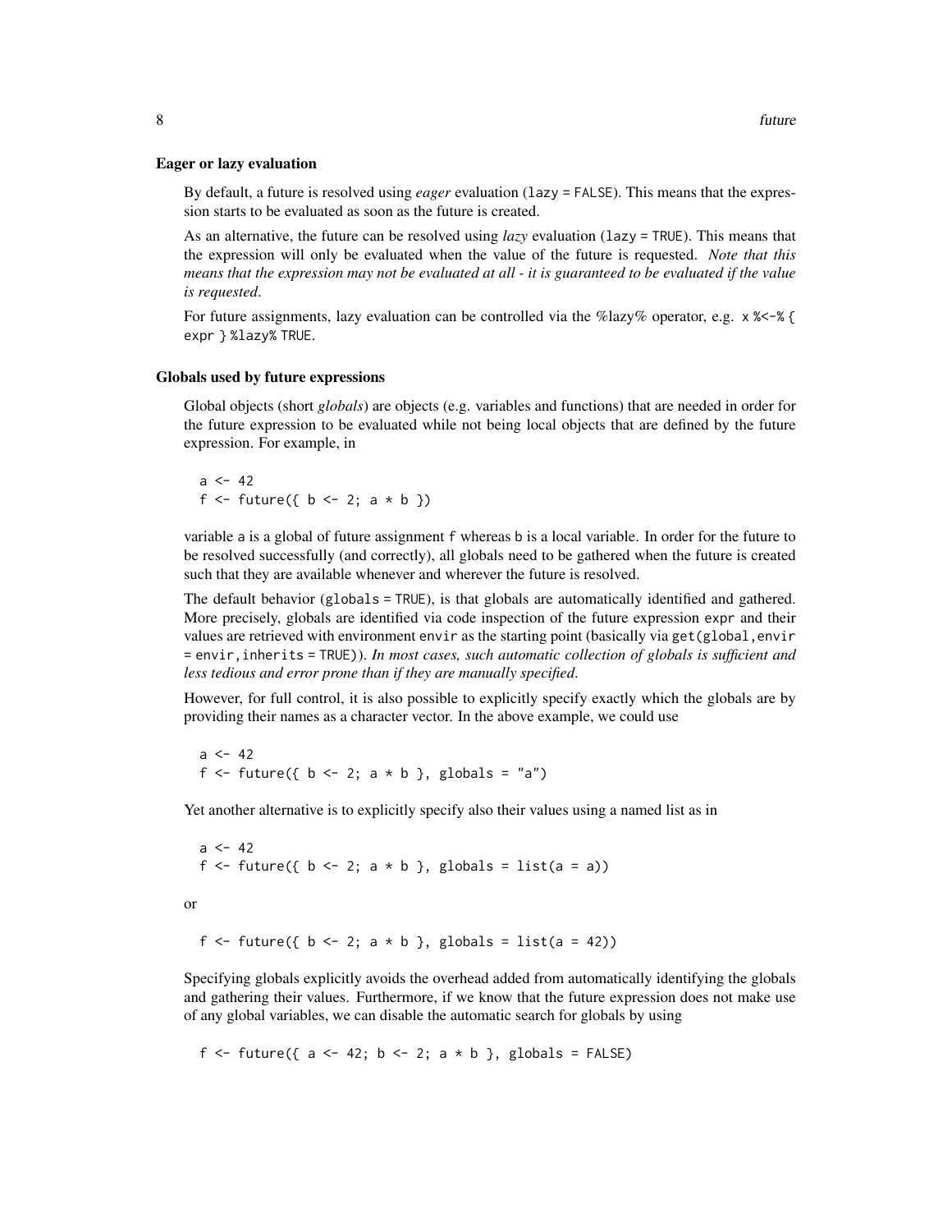### Eager or lazy evaluation

By default, a future is resolved using *eager* evaluation (`lazy = FALSE`). This means that the expression starts to be evaluated as soon as the future is created.

As an alternative, the future can be resolved using *lazy* evaluation (`lazy = TRUE`). This means that the expression will only be evaluated when the value of the future is requested. *Note that this means that the expression may not be evaluated at all - it is guaranteed to be evaluated if the value is requested*.

For future assignments, lazy evaluation can be controlled via the %lazy% operator, e.g. `x %<-% { expr } %lazy% TRUE`.

### Globals used by future expressions

Global objects (short *globals*) are objects (e.g. variables and functions) that are needed in order for the future expression to be evaluated while not being local objects that are defined by the future expression. For example, in

```
a <- 42
f <- future({ b <- 2; a * b })
```

variable `a` is a global of future assignment `f` whereas `b` is a local variable. In order for the future to be resolved successfully (and correctly), all globals need to be gathered when the future is created such that they are available whenever and wherever the future is resolved.

The default behavior (`globals = TRUE`), is that globals are automatically identified and gathered. More precisely, globals are identified via code inspection of the future expression `expr` and their values are retrieved with environment `envir` as the starting point (basically via `get(global,envir = envir,inherits = TRUE)`). *In most cases, such automatic collection of globals is sufficient and less tedious and error prone than if they are manually specified*.

However, for full control, it is also possible to explicitly specify exactly which the globals are by providing their names as a character vector. In the above example, we could use

```
a <- 42
f <- future({ b <- 2; a * b }, globals = "a")
```

Yet another alternative is to explicitly specify also their values using a named list as in

```
a <- 42
f <- future({ b <- 2; a * b }, globals = list(a = a))
```

or

```
f <- future({ b <- 2; a * b }, globals = list(a = 42))
```

Specifying globals explicitly avoids the overhead added from automatically identifying the globals and gathering their values. Furthermore, if we know that the future expression does not make use of any global variables, we can disable the automatic search for globals by using

```
f <- future({ a <- 42; b <- 2; a * b }, globals = FALSE)
```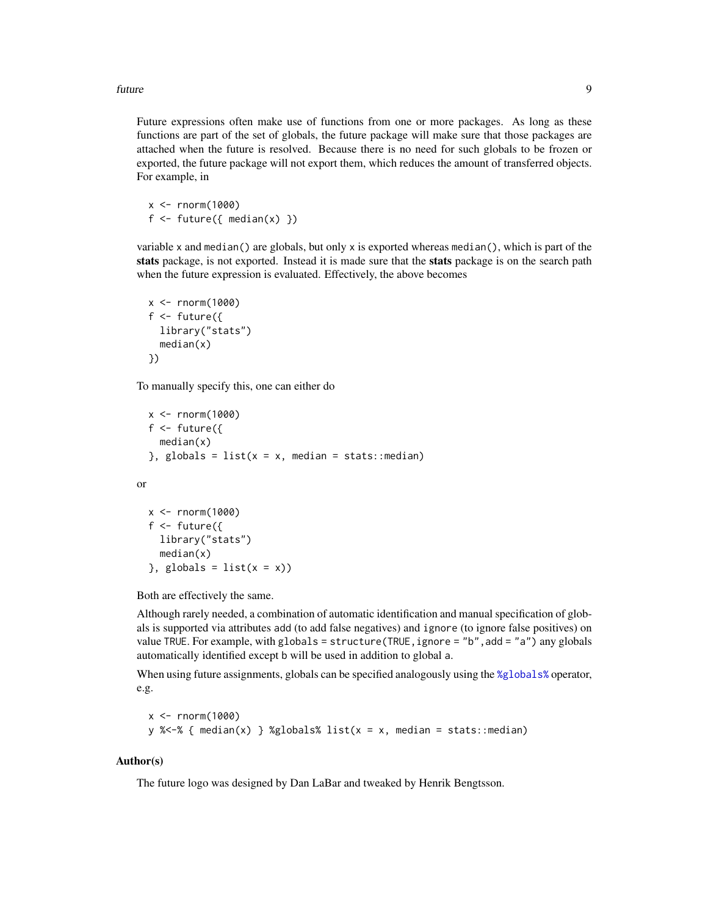Future expressions often make use of functions from one or more packages. As long as these functions are part of the set of globals, the future package will make sure that those packages are attached when the future is resolved. Because there is no need for such globals to be frozen or exported, the future package will not export them, which reduces the amount of transferred objects. For example, in

```
x <- rnorm(1000)
f <- future({ median(x) })
```

variable `x` and `median()` are globals, but only `x` is exported whereas `median()`, which is part of the **stats** package, is not exported. Instead it is made sure that the **stats** package is on the search path when the future expression is evaluated. Effectively, the above becomes

```
x <- rnorm(1000)
f <- future({
  library("stats")
  median(x)
})
```

To manually specify this, one can either do

```
x <- rnorm(1000)
f <- future({
  median(x)
}, globals = list(x = x, median = stats::median)
```

or

```
x <- rnorm(1000)
f <- future({
  library("stats")
  median(x)
}, globals = list(x = x))
```

Both are effectively the same.

Although rarely needed, a combination of automatic identification and manual specification of globals is supported via attributes `add` (to add false negatives) and `ignore` (to ignore false positives) on value `TRUE`. For example, with `globals = structure(TRUE, ignore = "b", add = "a")` any globals automatically identified except `b` will be used in addition to global `a`.

When using future assignments, globals can be specified analogously using the `%globals%` operator, e.g.

```
x <- rnorm(1000)
y %<-% { median(x) } %globals% list(x = x, median = stats::median)
```

## Author(s)

The future logo was designed by Dan LaBar and tweaked by Henrik Bengtsson.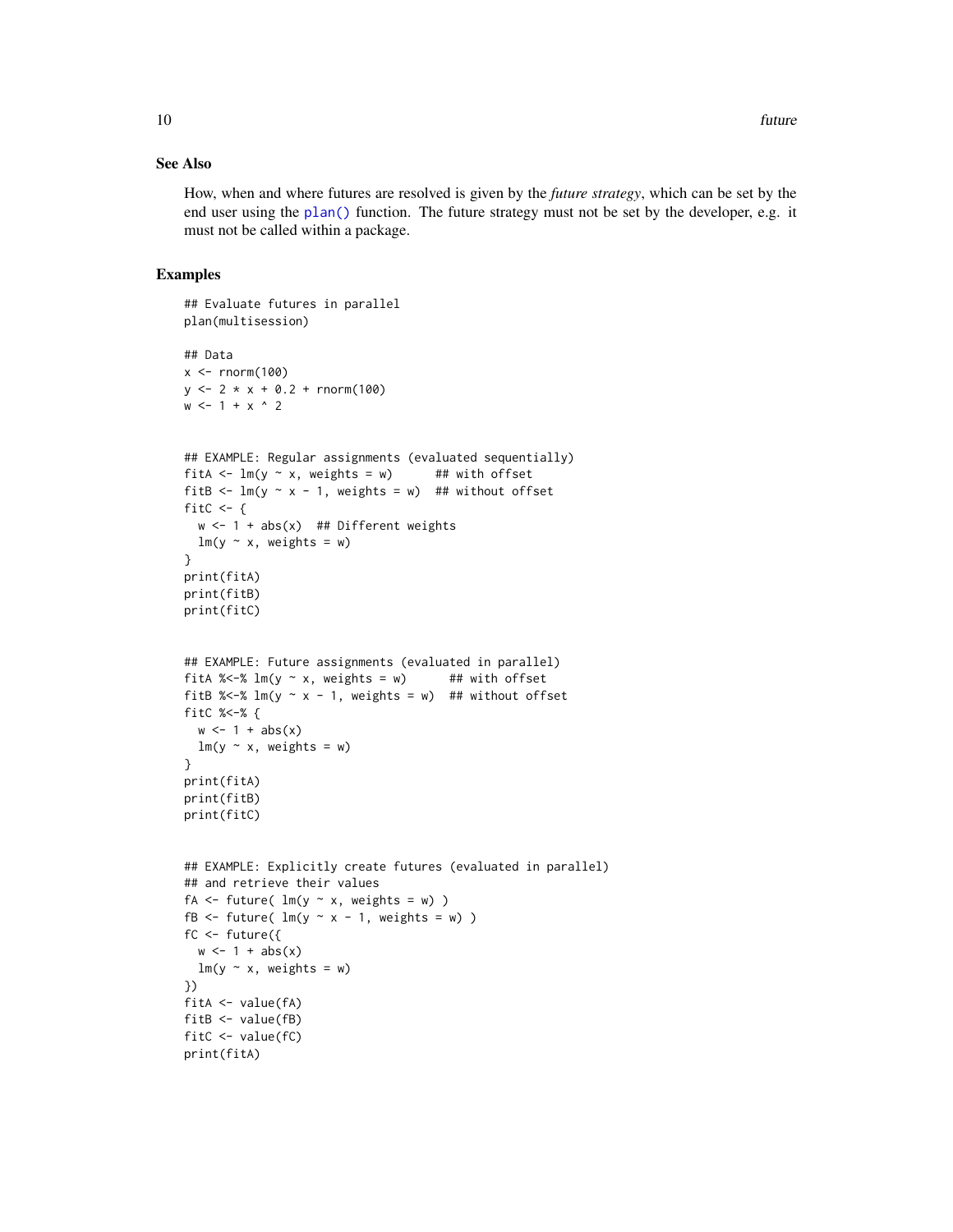## See Also

How, when and where futures are resolved is given by the *future strategy*, which can be set by the end user using the `plan()` function. The future strategy must not be set by the developer, e.g. it must not be called within a package.

## Examples

```
## Evaluate futures in parallel
plan(multisession)

## Data
x <- rnorm(100)
y <- 2 * x + 0.2 + rnorm(100)
w <- 1 + x ^ 2


## EXAMPLE: Regular assignments (evaluated sequentially)
fitA <- lm(y ~ x, weights = w)      ## with offset
fitB <- lm(y ~ x - 1, weights = w)  ## without offset
fitC <- {
  w <- 1 + abs(x)  ## Different weights
  lm(y ~ x, weights = w)
}
print(fitA)
print(fitB)
print(fitC)


## EXAMPLE: Future assignments (evaluated in parallel)
fitA %<-% lm(y ~ x, weights = w)      ## with offset
fitB %<-% lm(y ~ x - 1, weights = w)  ## without offset
fitC %<-% {
  w <- 1 + abs(x)
  lm(y ~ x, weights = w)
}
print(fitA)
print(fitB)
print(fitC)


## EXAMPLE: Explicitly create futures (evaluated in parallel)
## and retrieve their values
fA <- future( lm(y ~ x, weights = w) )
fB <- future( lm(y ~ x - 1, weights = w) )
fC <- future({
  w <- 1 + abs(x)
  lm(y ~ x, weights = w)
})
fitA <- value(fA)
fitB <- value(fB)
fitC <- value(fC)
print(fitA)
```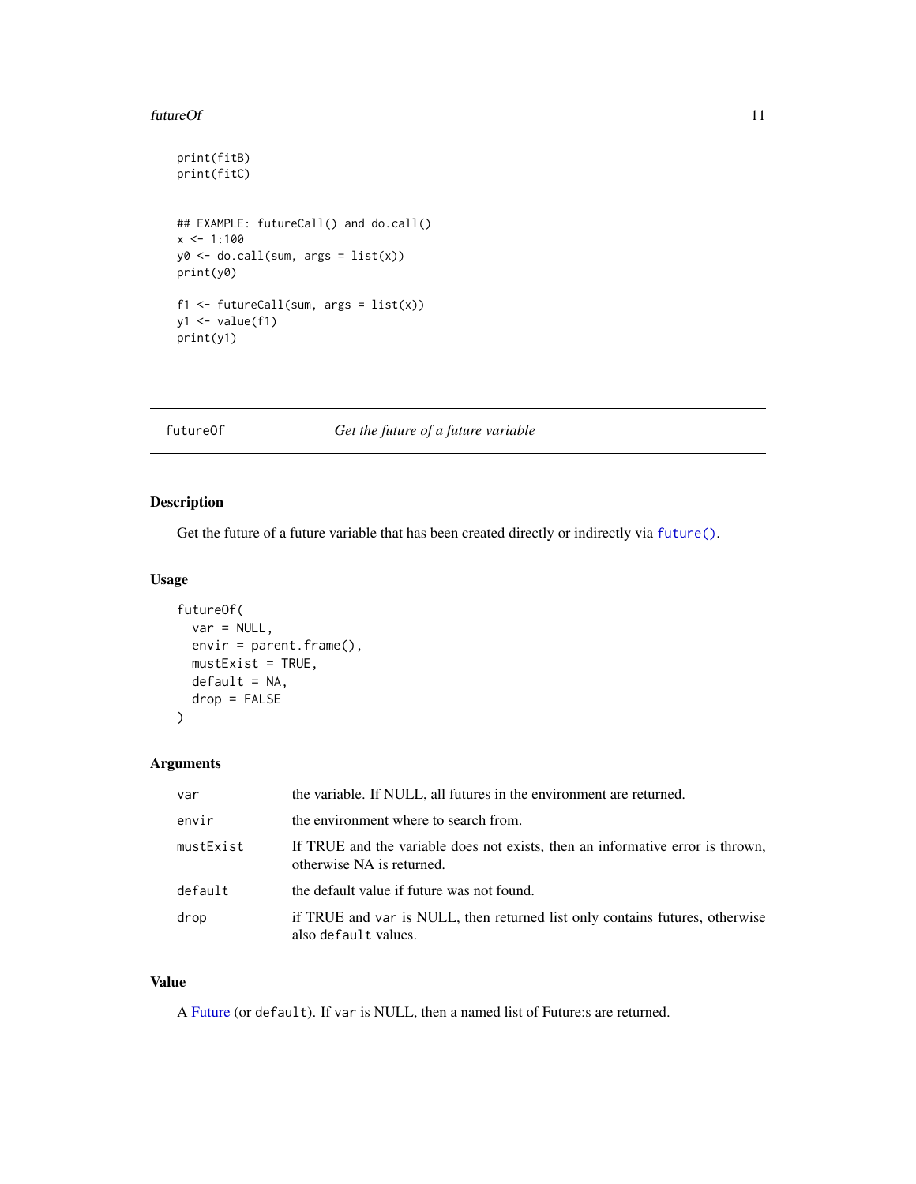```
print(fitB)
print(fitC)


## EXAMPLE: futureCall() and do.call()
x <- 1:100
y0 <- do.call(sum, args = list(x))
print(y0)

f1 <- futureCall(sum, args = list(x))
y1 <- value(f1)
print(y1)
```

---

## futureOf — *Get the future of a future variable*

---

### Description

Get the future of a future variable that has been created directly or indirectly via `future()`.

### Usage

```
futureOf(
  var = NULL,
  envir = parent.frame(),
  mustExist = TRUE,
  default = NA,
  drop = FALSE
)
```

### Arguments

| | |
|---|---|
| `var` | the variable. If NULL, all futures in the environment are returned. |
| `envir` | the environment where to search from. |
| `mustExist` | If TRUE and the variable does not exists, then an informative error is thrown, otherwise NA is returned. |
| `default` | the default value if future was not found. |
| `drop` | if TRUE and `var` is NULL, then returned list only contains futures, otherwise also `default` values. |

### Value

A Future (or `default`). If `var` is NULL, then a named list of Future:s are returned.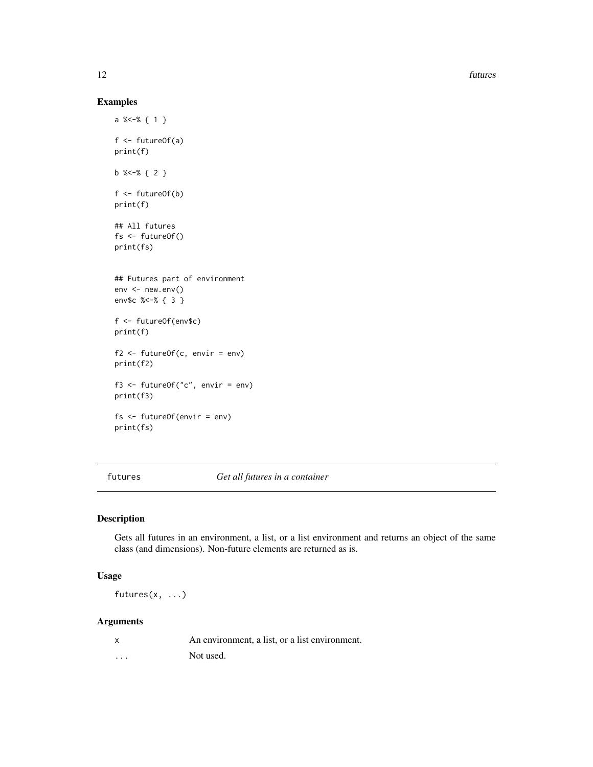## Examples

```
a %<-% { 1 }

f <- futureOf(a)
print(f)

b %<-% { 2 }

f <- futureOf(b)
print(f)

## All futures
fs <- futureOf()
print(fs)


## Futures part of environment
env <- new.env()
env$c %<-% { 3 }

f <- futureOf(env$c)
print(f)

f2 <- futureOf(c, envir = env)
print(f2)

f3 <- futureOf("c", envir = env)
print(f3)

fs <- futureOf(envir = env)
print(fs)
```

---

# futures *Get all futures in a container*

## Description

Gets all futures in an environment, a list, or a list environment and returns an object of the same class (and dimensions). Non-future elements are returned as is.

## Usage

```
futures(x, ...)
```

## Arguments

| | |
|---|---|
| x | An environment, a list, or a list environment. |
| ... | Not used. |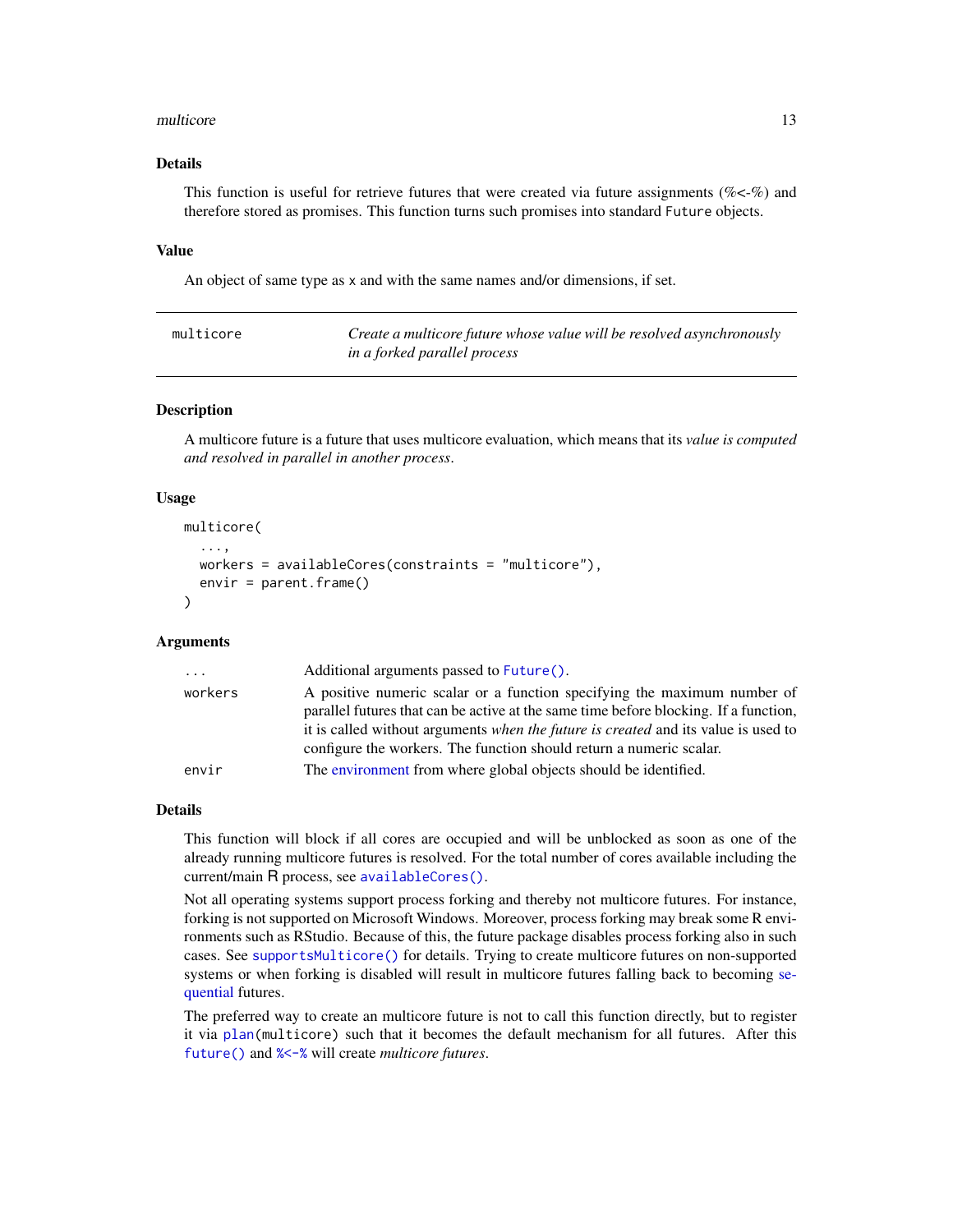### Details

This function is useful for retrieve futures that were created via future assignments (%<-%) and therefore stored as promises. This function turns such promises into standard `Future` objects.

### Value

An object of same type as x and with the same names and/or dimensions, if set.

---

## multicore — *Create a multicore future whose value will be resolved asynchronously in a forked parallel process*

---

### Description

A multicore future is a future that uses multicore evaluation, which means that its *value is computed and resolved in parallel in another process*.

### Usage

```
multicore(
  ...,
  workers = availableCores(constraints = "multicore"),
  envir = parent.frame()
)
```

### Arguments

| | |
|---|---|
| `...` | Additional arguments passed to `Future()`. |
| `workers` | A positive numeric scalar or a function specifying the maximum number of parallel futures that can be active at the same time before blocking. If a function, it is called without arguments *when the future is created* and its value is used to configure the workers. The function should return a numeric scalar. |
| `envir` | The environment from where global objects should be identified. |

### Details

This function will block if all cores are occupied and will be unblocked as soon as one of the already running multicore futures is resolved. For the total number of cores available including the current/main R process, see `availableCores()`.

Not all operating systems support process forking and thereby not multicore futures. For instance, forking is not supported on Microsoft Windows. Moreover, process forking may break some R environments such as RStudio. Because of this, the future package disables process forking also in such cases. See `supportsMulticore()` for details. Trying to create multicore futures on non-supported systems or when forking is disabled will result in multicore futures falling back to becoming sequential futures.

The preferred way to create an multicore future is not to call this function directly, but to register it via `plan(multicore)` such that it becomes the default mechanism for all futures. After this `future()` and `%<-%` will create *multicore futures*.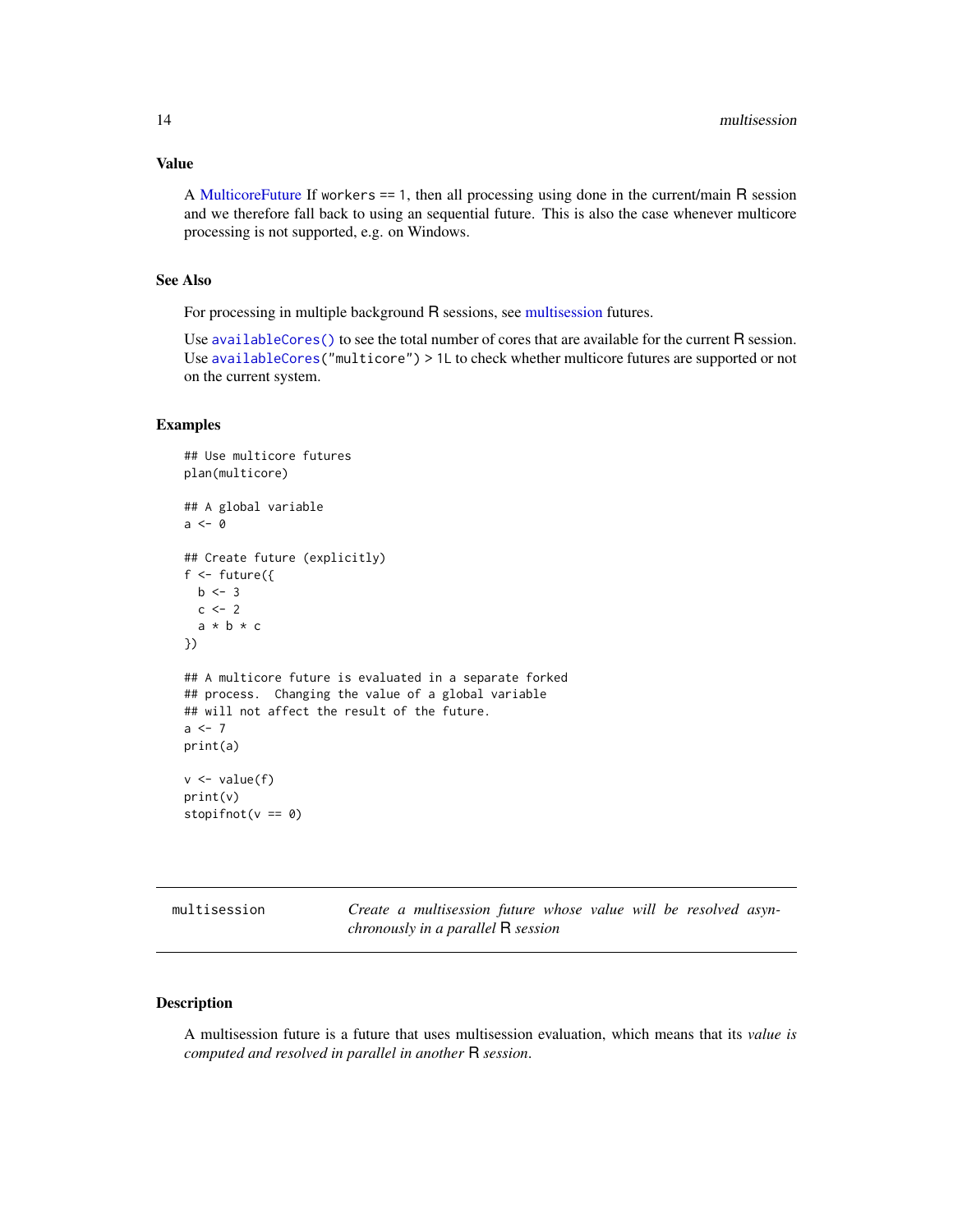### Value

A MulticoreFuture If `workers == 1`, then all processing using done in the current/main R session and we therefore fall back to using an sequential future. This is also the case whenever multicore processing is not supported, e.g. on Windows.

### See Also

For processing in multiple background R sessions, see multisession futures.

Use `availableCores()` to see the total number of cores that are available for the current R session. Use `availableCores("multicore") > 1L` to check whether multicore futures are supported or not on the current system.

### Examples

```
## Use multicore futures
plan(multicore)

## A global variable
a <- 0

## Create future (explicitly)
f <- future({
  b <- 3
  c <- 2
  a * b * c
})

## A multicore future is evaluated in a separate forked
## process.  Changing the value of a global variable
## will not affect the result of the future.
a <- 7
print(a)

v <- value(f)
print(v)
stopifnot(v == 0)
```

---

## multisession — *Create a multisession future whose value will be resolved asynchronously in a parallel R session*

### Description

A multisession future is a future that uses multisession evaluation, which means that its *value is computed and resolved in parallel in another R session*.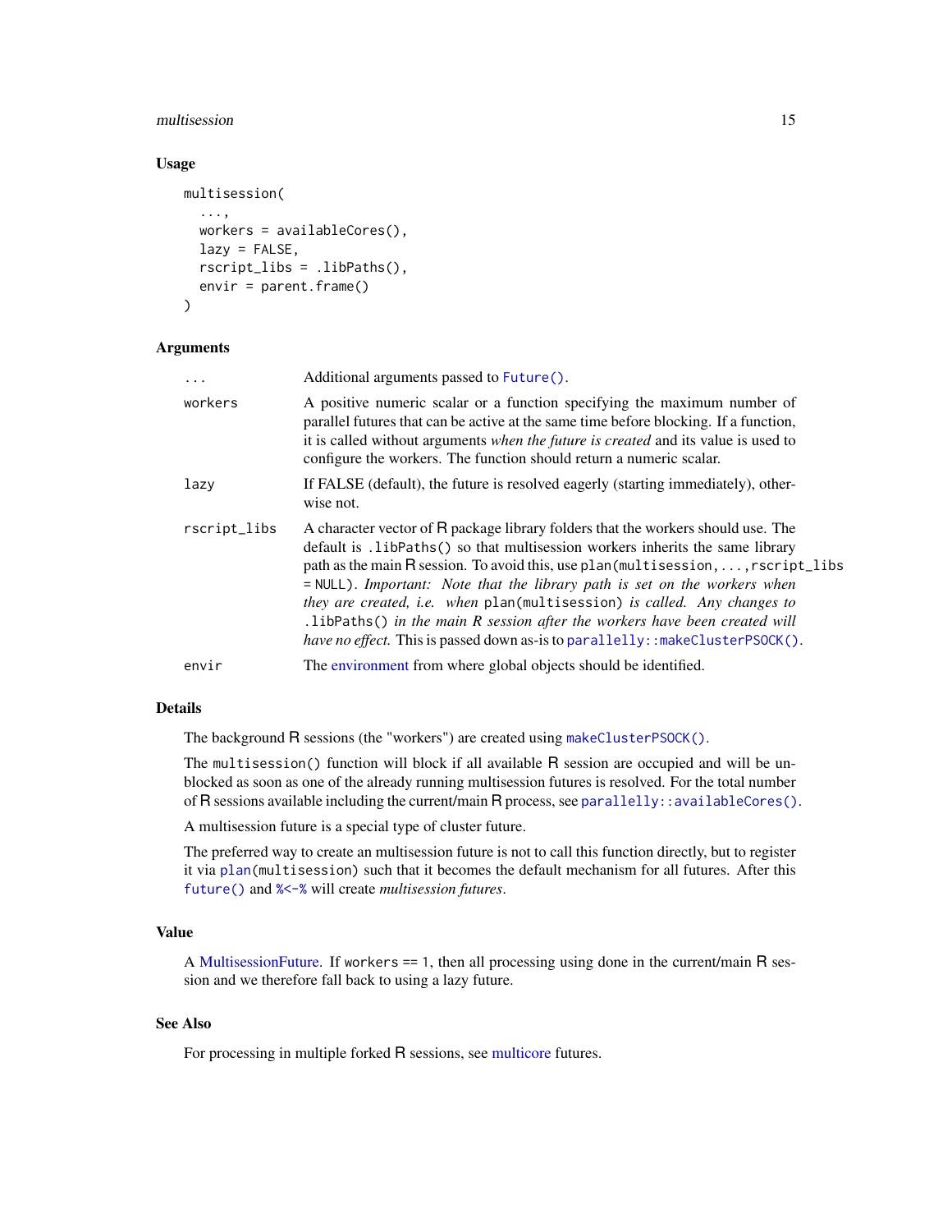## Usage

```
multisession(
  ...,
  workers = availableCores(),
  lazy = FALSE,
  rscript_libs = .libPaths(),
  envir = parent.frame()
)
```

## Arguments

| | |
|---|---|
| `...` | Additional arguments passed to `Future()`. |
| `workers` | A positive numeric scalar or a function specifying the maximum number of parallel futures that can be active at the same time before blocking. If a function, it is called without arguments *when the future is created* and its value is used to configure the workers. The function should return a numeric scalar. |
| `lazy` | If FALSE (default), the future is resolved eagerly (starting immediately), otherwise not. |
| `rscript_libs` | A character vector of R package library folders that the workers should use. The default is `.libPaths()` so that multisession workers inherits the same library path as the main R session. To avoid this, use `plan(multisession, ..., rscript_libs = NULL)`. *Important: Note that the library path is set on the workers when they are created, i.e. when* `plan(multisession)` *is called. Any changes to* `.libPaths()` *in the main R session after the workers have been created will have no effect.* This is passed down as-is to `parallelly::makeClusterPSOCK()`. |
| `envir` | The environment from where global objects should be identified. |

## Details

The background R sessions (the "workers") are created using `makeClusterPSOCK()`.

The `multisession()` function will block if all available R session are occupied and will be unblocked as soon as one of the already running multisession futures is resolved. For the total number of R sessions available including the current/main R process, see `parallelly::availableCores()`.

A multisession future is a special type of cluster future.

The preferred way to create an multisession future is not to call this function directly, but to register it via `plan(multisession)` such that it becomes the default mechanism for all futures. After this `future()` and `%<-%` will create *multisession futures*.

## Value

A MultisessionFuture. If `workers == 1`, then all processing using done in the current/main R session and we therefore fall back to using a lazy future.

## See Also

For processing in multiple forked R sessions, see multicore futures.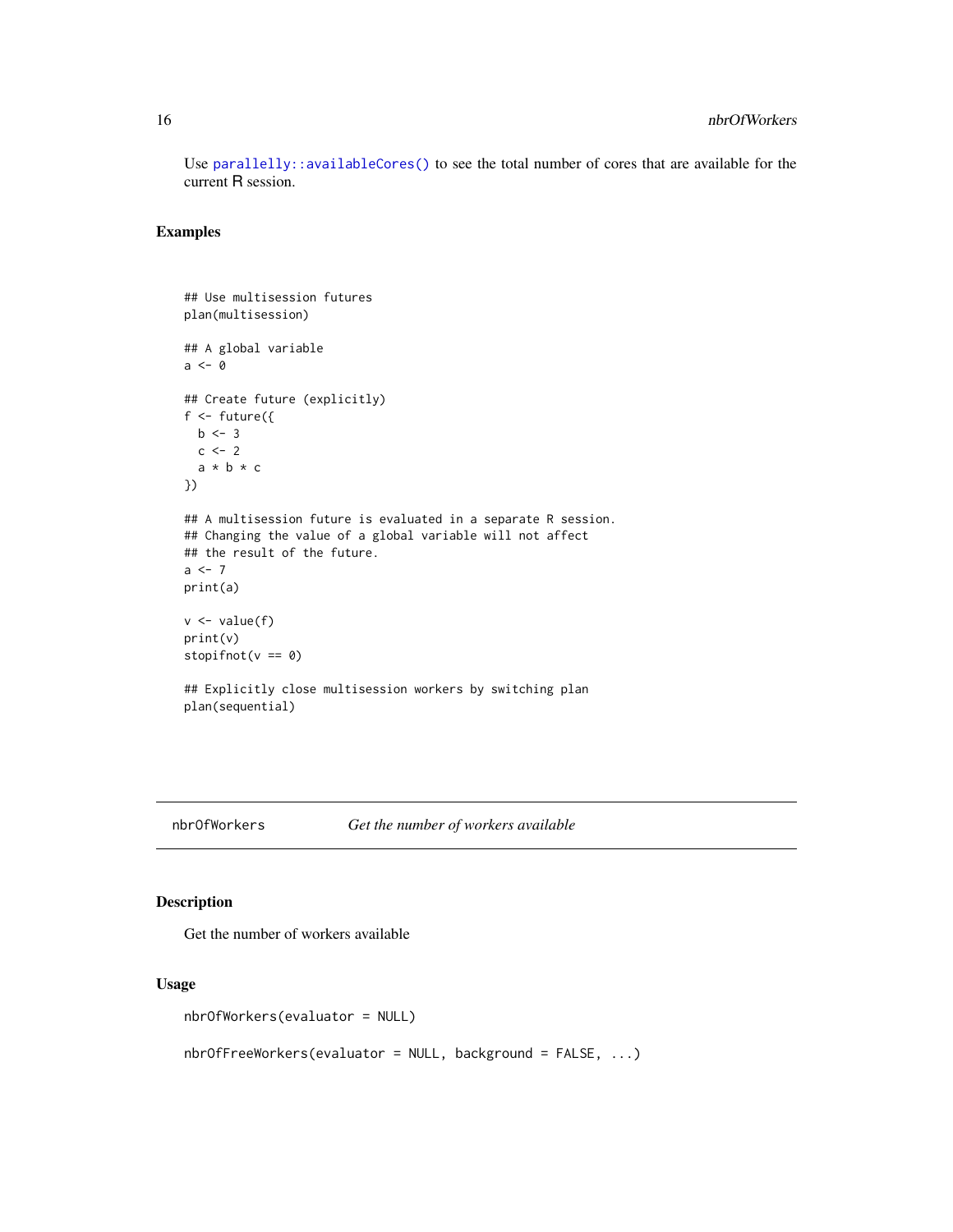Use `parallelly::availableCores()` to see the total number of cores that are available for the current R session.

## Examples

```
## Use multisession futures
plan(multisession)

## A global variable
a <- 0

## Create future (explicitly)
f <- future({
  b <- 3
  c <- 2
  a * b * c
})

## A multisession future is evaluated in a separate R session.
## Changing the value of a global variable will not affect
## the result of the future.
a <- 7
print(a)

v <- value(f)
print(v)
stopifnot(v == 0)

## Explicitly close multisession workers by switching plan
plan(sequential)
```

---

# nbrOfWorkers    *Get the number of workers available*

## Description

Get the number of workers available

## Usage

```
nbrOfWorkers(evaluator = NULL)

nbrOfFreeWorkers(evaluator = NULL, background = FALSE, ...)
```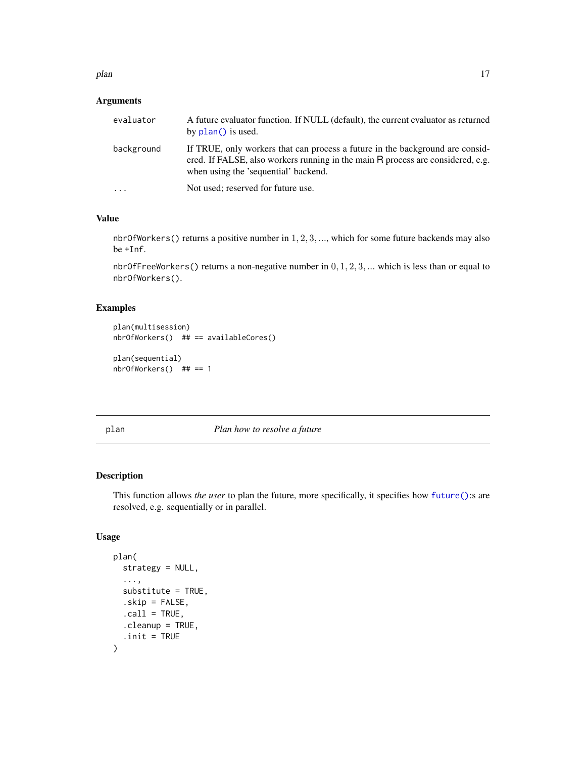## Arguments

| | |
|---|---|
| `evaluator` | A future evaluator function. If NULL (default), the current evaluator as returned by `plan()` is used. |
| `background` | If TRUE, only workers that can process a future in the background are considered. If FALSE, also workers running in the main R process are considered, e.g. when using the 'sequential' backend. |
| `...` | Not used; reserved for future use. |

## Value

`nbrOfWorkers()` returns a positive number in $1, 2, 3, ...$, which for some future backends may also be `+Inf`.

`nbrOfFreeWorkers()` returns a non-negative number in $0, 1, 2, 3, ...$ which is less than or equal to `nbrOfWorkers()`.

## Examples

```
plan(multisession)
nbrOfWorkers()  ## == availableCores()

plan(sequential)
nbrOfWorkers()  ## == 1
```

---

# plan — *Plan how to resolve a future*

## Description

This function allows *the user* to plan the future, more specifically, it specifies how `future()`:s are resolved, e.g. sequentially or in parallel.

## Usage

```
plan(
  strategy = NULL,
  ...,
  substitute = TRUE,
  .skip = FALSE,
  .call = TRUE,
  .cleanup = TRUE,
  .init = TRUE
)
```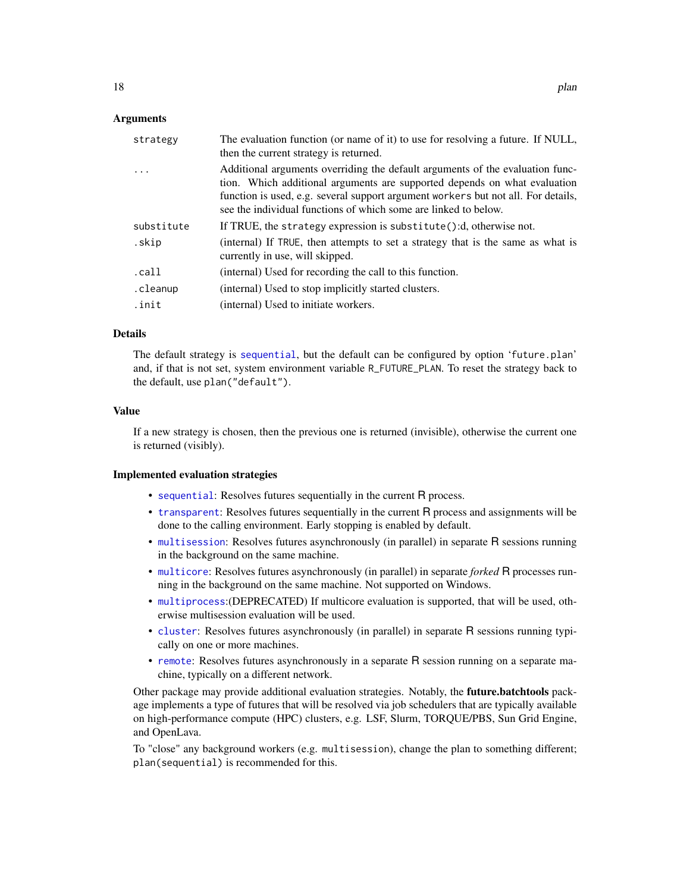### Arguments

| | |
|---|---|
| `strategy` | The evaluation function (or name of it) to use for resolving a future. If NULL, then the current strategy is returned. |
| `...` | Additional arguments overriding the default arguments of the evaluation function. Which additional arguments are supported depends on what evaluation function is used, e.g. several support argument `workers` but not all. For details, see the individual functions of which some are linked to below. |
| `substitute` | If TRUE, the `strategy` expression is `substitute()`:d, otherwise not. |
| `.skip` | (internal) If `TRUE`, then attempts to set a strategy that is the same as what is currently in use, will skipped. |
| `.call` | (internal) Used for recording the call to this function. |
| `.cleanup` | (internal) Used to stop implicitly started clusters. |
| `.init` | (internal) Used to initiate workers. |

### Details

The default strategy is `sequential`, but the default can be configured by option '`future.plan`' and, if that is not set, system environment variable `R_FUTURE_PLAN`. To reset the strategy back to the default, use `plan("default")`.

### Value

If a new strategy is chosen, then the previous one is returned (invisible), otherwise the current one is returned (visibly).

### Implemented evaluation strategies

- `sequential`: Resolves futures sequentially in the current R process.
- `transparent`: Resolves futures sequentially in the current R process and assignments will be done to the calling environment. Early stopping is enabled by default.
- `multisession`: Resolves futures asynchronously (in parallel) in separate R sessions running in the background on the same machine.
- `multicore`: Resolves futures asynchronously (in parallel) in separate *forked* R processes running in the background on the same machine. Not supported on Windows.
- `multiprocess`:(DEPRECATED) If multicore evaluation is supported, that will be used, otherwise multisession evaluation will be used.
- `cluster`: Resolves futures asynchronously (in parallel) in separate R sessions running typically on one or more machines.
- `remote`: Resolves futures asynchronously in a separate R session running on a separate machine, typically on a different network.

Other package may provide additional evaluation strategies. Notably, the **future.batchtools** package implements a type of futures that will be resolved via job schedulers that are typically available on high-performance compute (HPC) clusters, e.g. LSF, Slurm, TORQUE/PBS, Sun Grid Engine, and OpenLava.

To "close" any background workers (e.g. `multisession`), change the plan to something different; `plan(sequential)` is recommended for this.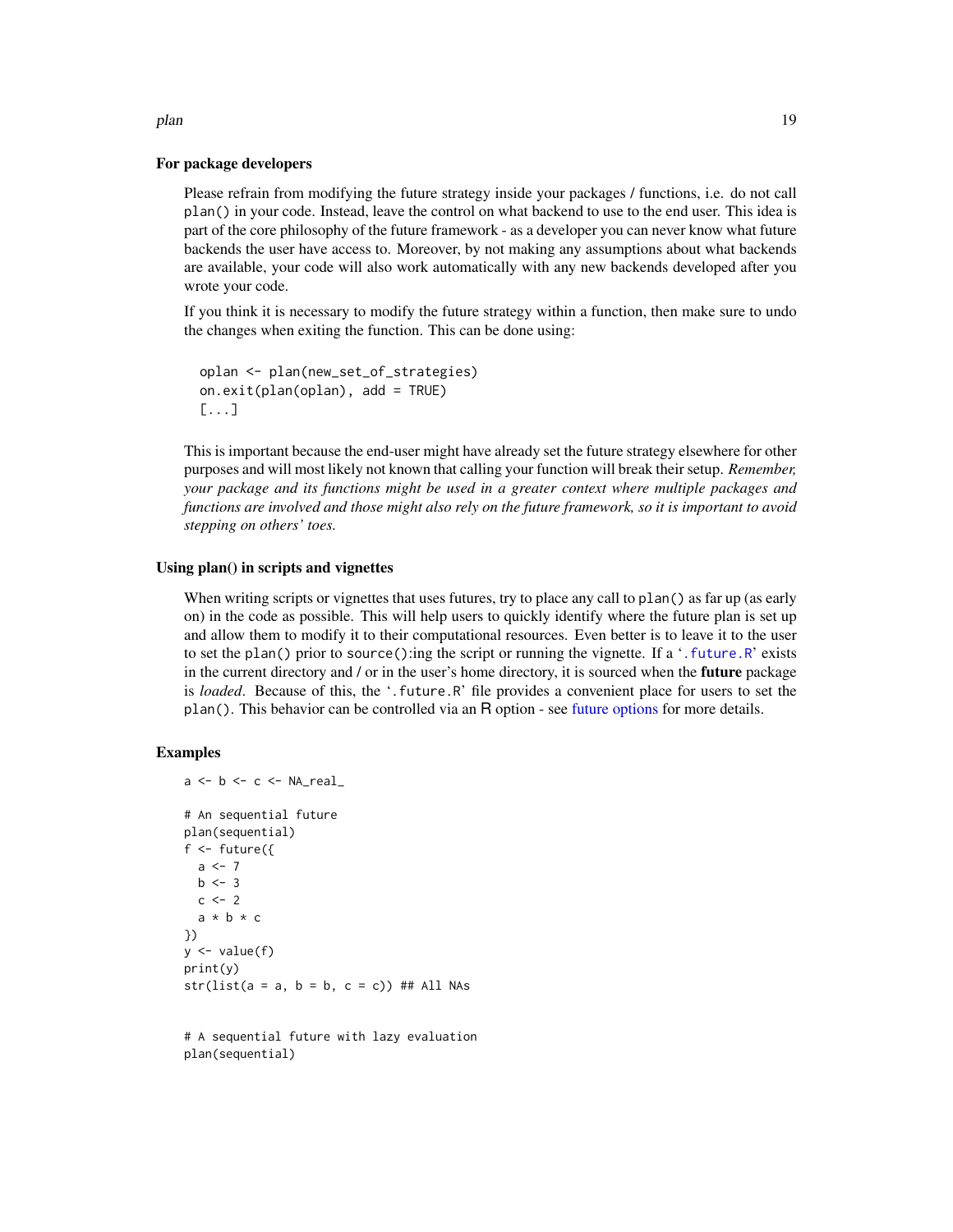### For package developers

Please refrain from modifying the future strategy inside your packages / functions, i.e. do not call `plan()` in your code. Instead, leave the control on what backend to use to the end user. This idea is part of the core philosophy of the future framework - as a developer you can never know what future backends the user have access to. Moreover, by not making any assumptions about what backends are available, your code will also work automatically with any new backends developed after you wrote your code.

If you think it is necessary to modify the future strategy within a function, then make sure to undo the changes when exiting the function. This can be done using:

```
oplan <- plan(new_set_of_strategies)
on.exit(plan(oplan), add = TRUE)
[...]
```

This is important because the end-user might have already set the future strategy elsewhere for other purposes and will most likely not known that calling your function will break their setup. *Remember, your package and its functions might be used in a greater context where multiple packages and functions are involved and those might also rely on the future framework, so it is important to avoid stepping on others' toes.*

### Using plan() in scripts and vignettes

When writing scripts or vignettes that uses futures, try to place any call to `plan()` as far up (as early on) in the code as possible. This will help users to quickly identify where the future plan is set up and allow them to modify it to their computational resources. Even better is to leave it to the user to set the `plan()` prior to `source()`:ing the script or running the vignette. If a '`.future.R`' exists in the current directory and / or in the user's home directory, it is sourced when the **future** package is *loaded*. Because of this, the '`.future.R`' file provides a convenient place for users to set the `plan()`. This behavior can be controlled via an R option - see future options for more details.

## Examples

```
a <- b <- c <- NA_real_

# An sequential future
plan(sequential)
f <- future({
  a <- 7
  b <- 3
  c <- 2
  a * b * c
})
y <- value(f)
print(y)
str(list(a = a, b = b, c = c)) ## All NAs


# A sequential future with lazy evaluation
plan(sequential)
```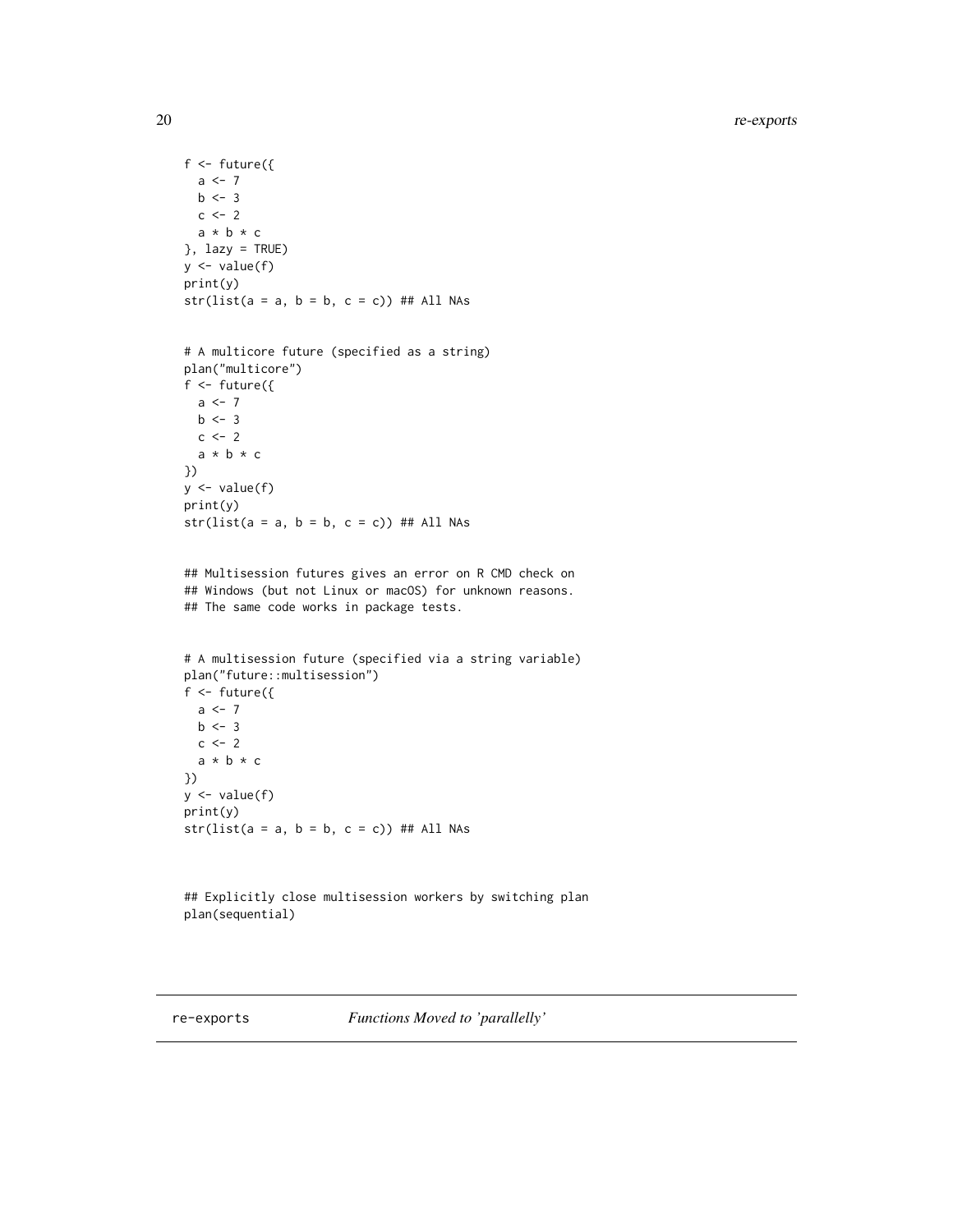```
f <- future({
  a <- 7
  b <- 3
  c <- 2
  a * b * c
}, lazy = TRUE)
y <- value(f)
print(y)
str(list(a = a, b = b, c = c)) ## All NAs


# A multicore future (specified as a string)
plan("multicore")
f <- future({
  a <- 7
  b <- 3
  c <- 2
  a * b * c
})
y <- value(f)
print(y)
str(list(a = a, b = b, c = c)) ## All NAs


## Multisession futures gives an error on R CMD check on
## Windows (but not Linux or macOS) for unknown reasons.
## The same code works in package tests.


# A multisession future (specified via a string variable)
plan("future::multisession")
f <- future({
  a <- 7
  b <- 3
  c <- 2
  a * b * c
})
y <- value(f)
print(y)
str(list(a = a, b = b, c = c)) ## All NAs



## Explicitly close multisession workers by switching plan
plan(sequential)
```

---

## re-exports *Functions Moved to 'parallelly'*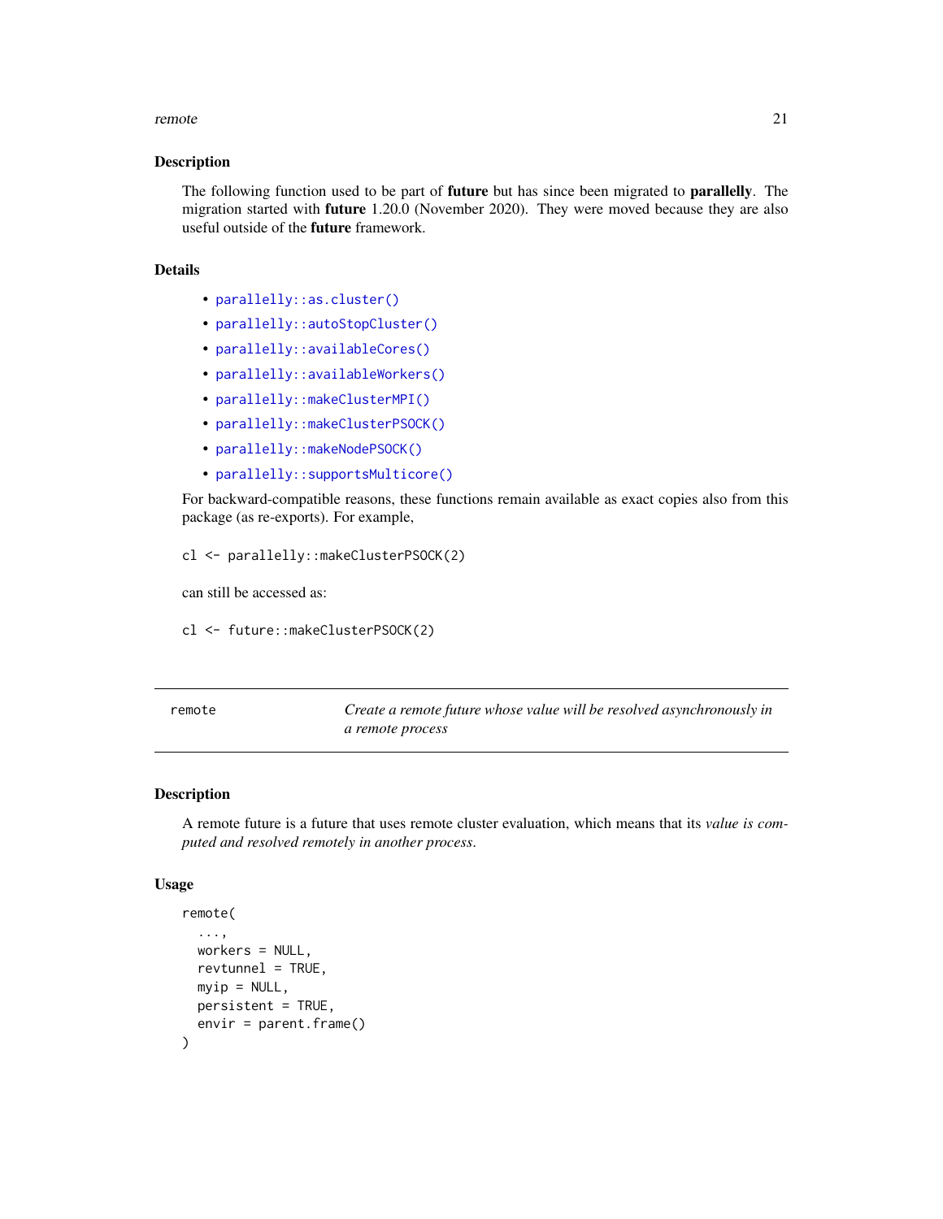## Description

The following function used to be part of **future** but has since been migrated to **parallelly**. The migration started with **future** 1.20.0 (November 2020). They were moved because they are also useful outside of the **future** framework.

## Details

- `parallelly::as.cluster()`
- `parallelly::autoStopCluster()`
- `parallelly::availableCores()`
- `parallelly::availableWorkers()`
- `parallelly::makeClusterMPI()`
- `parallelly::makeClusterPSOCK()`
- `parallelly::makeNodePSOCK()`
- `parallelly::supportsMulticore()`

For backward-compatible reasons, these functions remain available as exact copies also from this package (as re-exports). For example,

```
cl <- parallelly::makeClusterPSOCK(2)
```

can still be accessed as:

```
cl <- future::makeClusterPSOCK(2)
```

---

# remote — *Create a remote future whose value will be resolved asynchronously in a remote process*

## Description

A remote future is a future that uses remote cluster evaluation, which means that its *value is computed and resolved remotely in another process*.

## Usage

```
remote(
  ...,
  workers = NULL,
  revtunnel = TRUE,
  myip = NULL,
  persistent = TRUE,
  envir = parent.frame()
)
```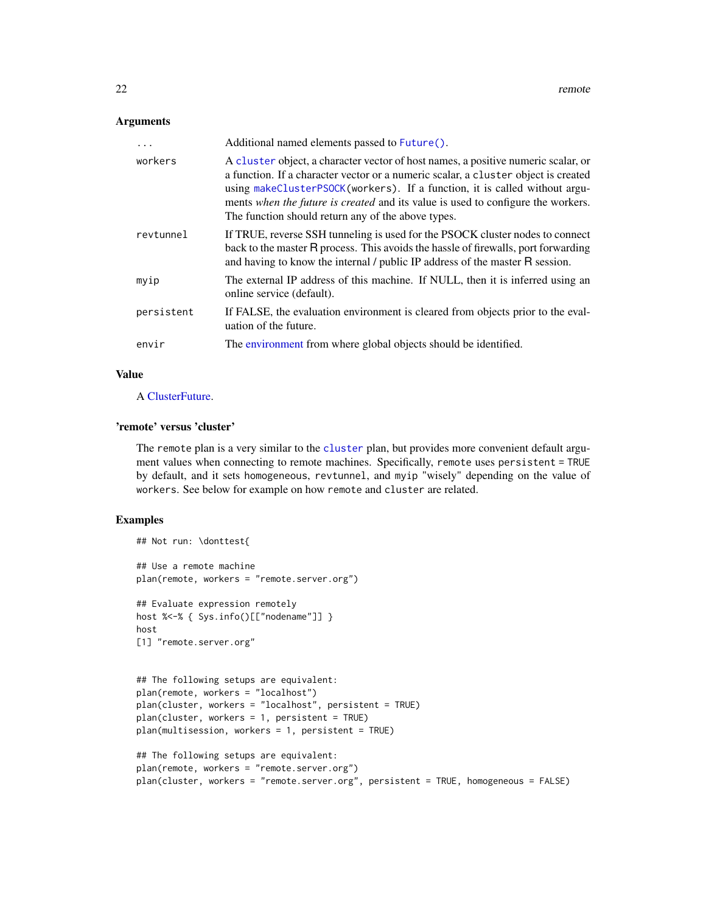### Arguments

| | |
|---|---|
| ... | Additional named elements passed to `Future()`. |
| workers | A `cluster` object, a character vector of host names, a positive numeric scalar, or a function. If a character vector or a numeric scalar, a `cluster` object is created using `makeClusterPSOCK(workers)`. If a function, it is called without arguments *when the future is created* and its value is used to configure the workers. The function should return any of the above types. |
| revtunnel | If TRUE, reverse SSH tunneling is used for the PSOCK cluster nodes to connect back to the master R process. This avoids the hassle of firewalls, port forwarding and having to know the internal / public IP address of the master R session. |
| myip | The external IP address of this machine. If NULL, then it is inferred using an online service (default). |
| persistent | If FALSE, the evaluation environment is cleared from objects prior to the evaluation of the future. |
| envir | The environment from where global objects should be identified. |

### Value

A ClusterFuture.

### 'remote' versus 'cluster'

The `remote` plan is a very similar to the `cluster` plan, but provides more convenient default argument values when connecting to remote machines. Specifically, `remote` uses `persistent = TRUE` by default, and it sets `homogeneous`, `revtunnel`, and `myip` "wisely" depending on the value of `workers`. See below for example on how `remote` and `cluster` are related.

### Examples

```
## Not run: \donttest{

## Use a remote machine
plan(remote, workers = "remote.server.org")

## Evaluate expression remotely
host %<-% { Sys.info()[["nodename"]] }
host
[1] "remote.server.org"


## The following setups are equivalent:
plan(remote, workers = "localhost")
plan(cluster, workers = "localhost", persistent = TRUE)
plan(cluster, workers = 1, persistent = TRUE)
plan(multisession, workers = 1, persistent = TRUE)

## The following setups are equivalent:
plan(remote, workers = "remote.server.org")
plan(cluster, workers = "remote.server.org", persistent = TRUE, homogeneous = FALSE)
```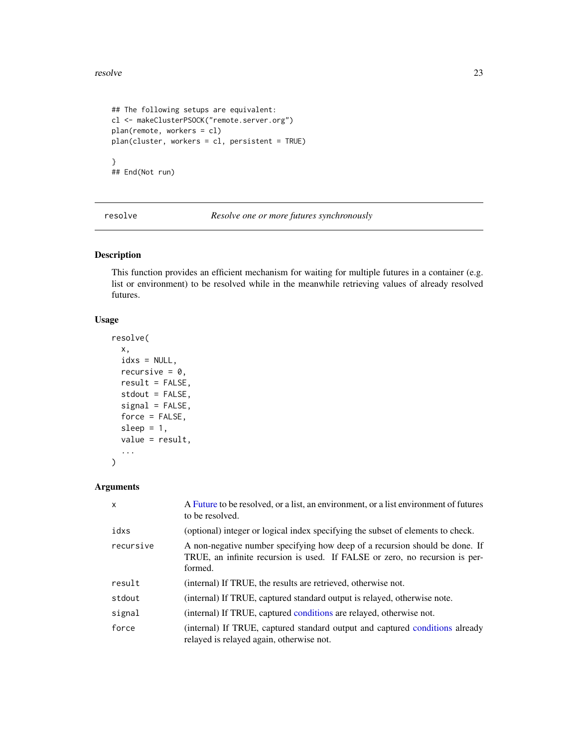```
## The following setups are equivalent:
cl <- makeClusterPSOCK("remote.server.org")
plan(remote, workers = cl)
plan(cluster, workers = cl, persistent = TRUE)

}
## End(Not run)
```

## resolve — *Resolve one or more futures synchronously*

### Description

This function provides an efficient mechanism for waiting for multiple futures in a container (e.g. list or environment) to be resolved while in the meanwhile retrieving values of already resolved futures.

### Usage

```
resolve(
  x,
  idxs = NULL,
  recursive = 0,
  result = FALSE,
  stdout = FALSE,
  signal = FALSE,
  force = FALSE,
  sleep = 1,
  value = result,
  ...
)
```

### Arguments

| | |
|---|---|
| `x` | A Future to be resolved, or a list, an environment, or a list environment of futures to be resolved. |
| `idxs` | (optional) integer or logical index specifying the subset of elements to check. |
| `recursive` | A non-negative number specifying how deep of a recursion should be done. If TRUE, an infinite recursion is used. If FALSE or zero, no recursion is performed. |
| `result` | (internal) If TRUE, the results are retrieved, otherwise not. |
| `stdout` | (internal) If TRUE, captured standard output is relayed, otherwise note. |
| `signal` | (internal) If TRUE, captured conditions are relayed, otherwise not. |
| `force` | (internal) If TRUE, captured standard output and captured conditions already relayed is relayed again, otherwise not. |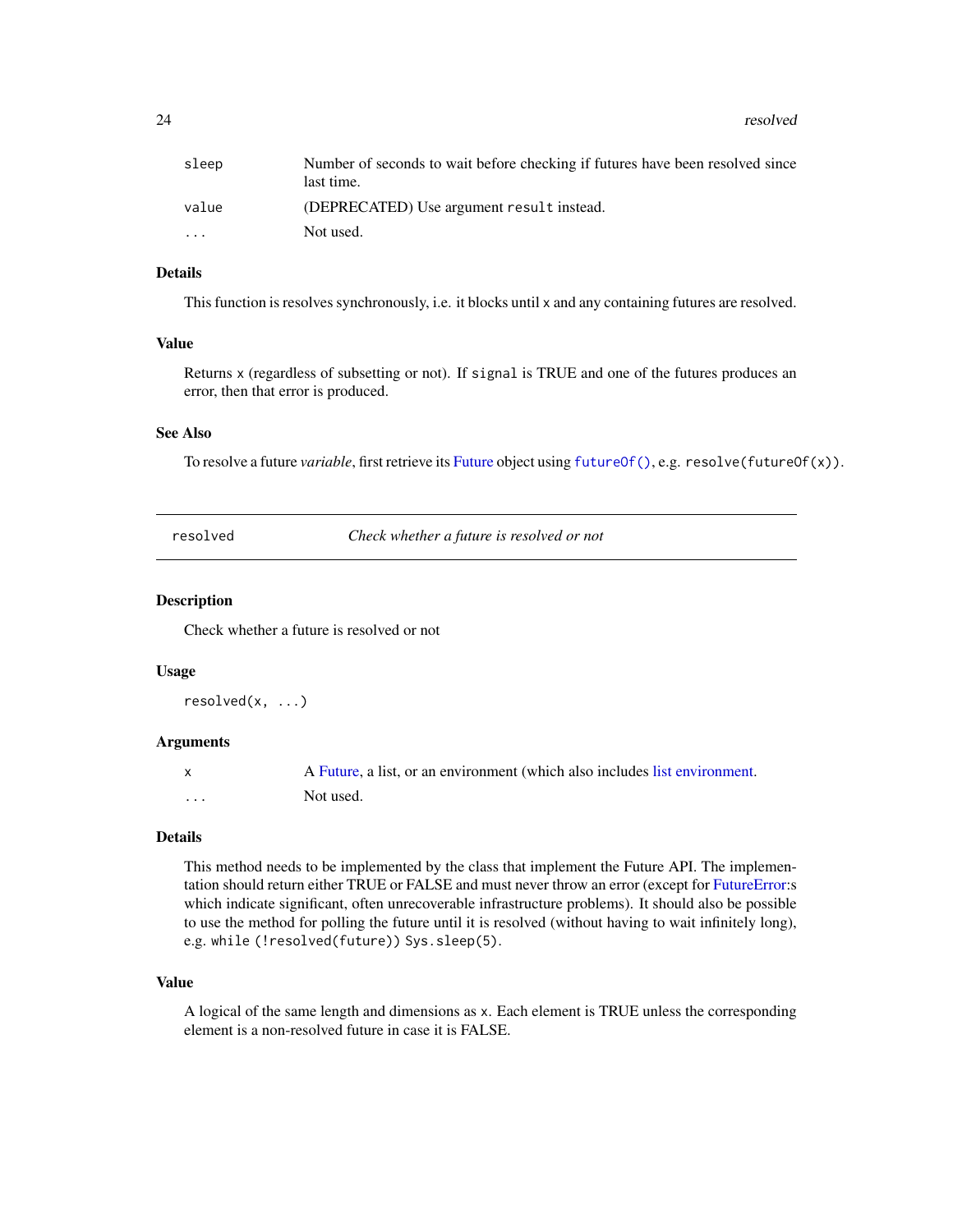| | |
|---|---|
| sleep | Number of seconds to wait before checking if futures have been resolved since last time. |
| value | (DEPRECATED) Use argument `result` instead. |
| ... | Not used. |

### Details

This function is resolves synchronously, i.e. it blocks until x and any containing futures are resolved.

### Value

Returns x (regardless of subsetting or not). If `signal` is TRUE and one of the futures produces an error, then that error is produced.

### See Also

To resolve a future *variable*, first retrieve its Future object using `futureOf()`, e.g. `resolve(futureOf(x))`.

---

## resolved — *Check whether a future is resolved or not*

### Description

Check whether a future is resolved or not

### Usage

```
resolved(x, ...)
```

### Arguments

| | |
|---|---|
| x | A Future, a list, or an environment (which also includes list environment. |
| ... | Not used. |

### Details

This method needs to be implemented by the class that implement the Future API. The implementation should return either TRUE or FALSE and must never throw an error (except for FutureError:s which indicate significant, often unrecoverable infrastructure problems). It should also be possible to use the method for polling the future until it is resolved (without having to wait infinitely long), e.g. `while (!resolved(future)) Sys.sleep(5)`.

### Value

A logical of the same length and dimensions as x. Each element is TRUE unless the corresponding element is a non-resolved future in case it is FALSE.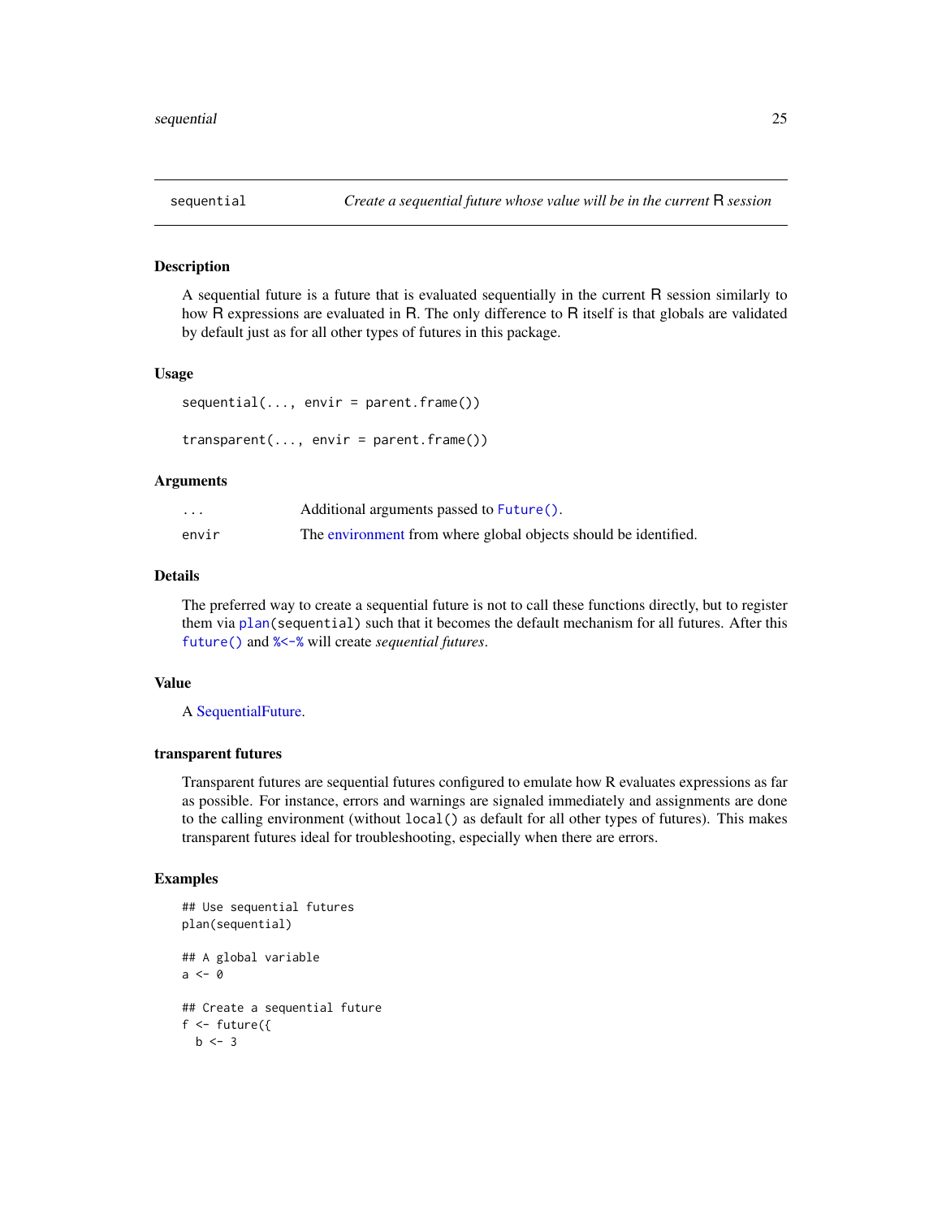# sequential — *Create a sequential future whose value will be in the current R session*

## Description

A sequential future is a future that is evaluated sequentially in the current R session similarly to how R expressions are evaluated in R. The only difference to R itself is that globals are validated by default just as for all other types of futures in this package.

## Usage

```
sequential(..., envir = parent.frame())

transparent(..., envir = parent.frame())
```

## Arguments

| | |
|---|---|
| `...` | Additional arguments passed to `Future()`. |
| `envir` | The environment from where global objects should be identified. |

## Details

The preferred way to create a sequential future is not to call these functions directly, but to register them via `plan(sequential)` such that it becomes the default mechanism for all futures. After this `future()` and `%<-%` will create *sequential futures*.

## Value

A SequentialFuture.

## transparent futures

Transparent futures are sequential futures configured to emulate how R evaluates expressions as far as possible. For instance, errors and warnings are signaled immediately and assignments are done to the calling environment (without `local()` as default for all other types of futures). This makes transparent futures ideal for troubleshooting, especially when there are errors.

## Examples

```
## Use sequential futures
plan(sequential)

## A global variable
a <- 0

## Create a sequential future
f <- future({
  b <- 3
```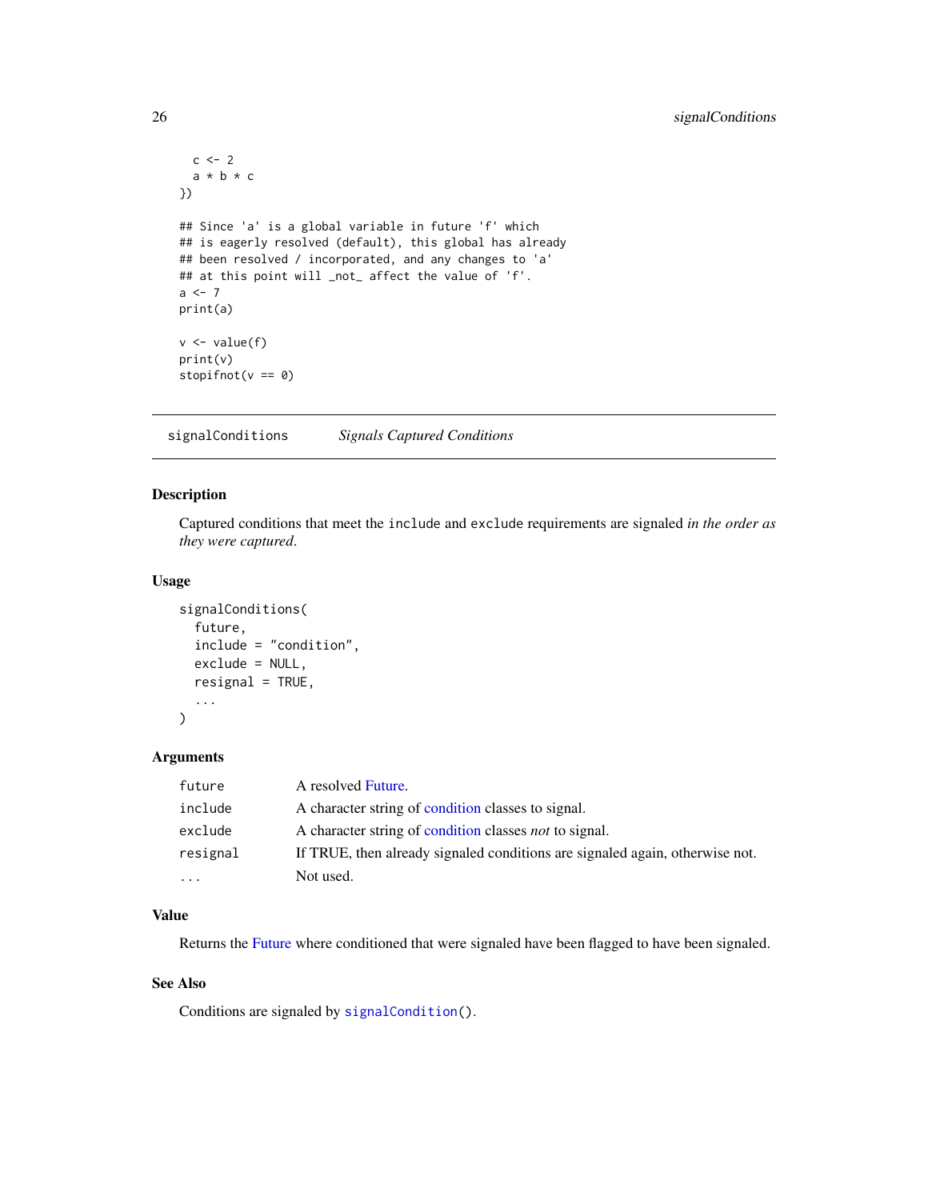```
  c <- 2
  a * b * c
})

## Since 'a' is a global variable in future 'f' which
## is eagerly resolved (default), this global has already
## been resolved / incorporated, and any changes to 'a'
## at this point will _not_ affect the value of 'f'.
a <- 7
print(a)

v <- value(f)
print(v)
stopifnot(v == 0)
```

## signalConditions    *Signals Captured Conditions*

### Description

Captured conditions that meet the `include` and `exclude` requirements are signaled *in the order as they were captured*.

### Usage

```
signalConditions(
  future,
  include = "condition",
  exclude = NULL,
  resignal = TRUE,
  ...
)
```

### Arguments

| | |
|---|---|
| `future` | A resolved Future. |
| `include` | A character string of condition classes to signal. |
| `exclude` | A character string of condition classes *not* to signal. |
| `resignal` | If TRUE, then already signaled conditions are signaled again, otherwise not. |
| `...` | Not used. |

### Value

Returns the Future where conditioned that were signaled have been flagged to have been signaled.

### See Also

Conditions are signaled by `signalCondition()`.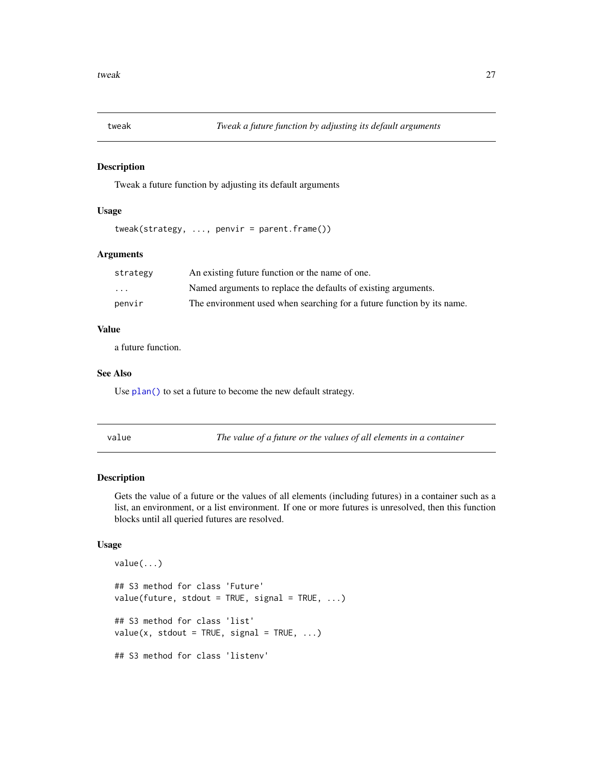## tweak — *Tweak a future function by adjusting its default arguments*

### Description

Tweak a future function by adjusting its default arguments

### Usage

```
tweak(strategy, ..., penvir = parent.frame())
```

### Arguments

| | |
|---|---|
| strategy | An existing future function or the name of one. |
| ... | Named arguments to replace the defaults of existing arguments. |
| penvir | The environment used when searching for a future function by its name. |

### Value

a future function.

### See Also

Use plan() to set a future to become the new default strategy.

## value — *The value of a future or the values of all elements in a container*

### Description

Gets the value of a future or the values of all elements (including futures) in a container such as a list, an environment, or a list environment. If one or more futures is unresolved, then this function blocks until all queried futures are resolved.

### Usage

```
value(...)

## S3 method for class 'Future'
value(future, stdout = TRUE, signal = TRUE, ...)

## S3 method for class 'list'
value(x, stdout = TRUE, signal = TRUE, ...)

## S3 method for class 'listenv'
```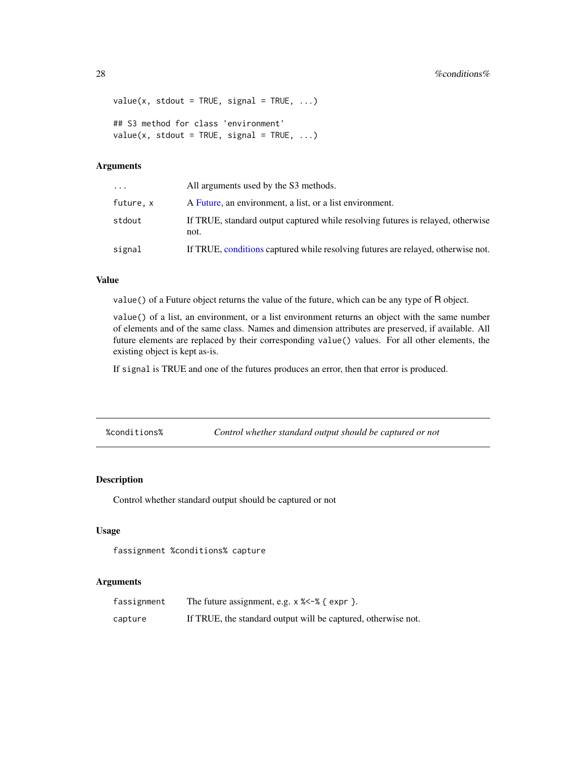```
value(x, stdout = TRUE, signal = TRUE, ...)

## S3 method for class 'environment'
value(x, stdout = TRUE, signal = TRUE, ...)
```

### Arguments

| | |
|---|---|
| ... | All arguments used by the S3 methods. |
| future, x | A Future, an environment, a list, or a list environment. |
| stdout | If TRUE, standard output captured while resolving futures is relayed, otherwise not. |
| signal | If TRUE, conditions captured while resolving futures are relayed, otherwise not. |

### Value

`value()` of a Future object returns the value of the future, which can be any type of R object.

`value()` of a list, an environment, or a list environment returns an object with the same number of elements and of the same class. Names and dimension attributes are preserved, if available. All future elements are replaced by their corresponding `value()` values. For all other elements, the existing object is kept as-is.

If `signal` is TRUE and one of the futures produces an error, then that error is produced.

---

## %conditions% — *Control whether standard output should be captured or not*

### Description

Control whether standard output should be captured or not

### Usage

```
fassignment %conditions% capture
```

### Arguments

| | |
|---|---|
| fassignment | The future assignment, e.g. `x %<-% { expr }`. |
| capture | If TRUE, the standard output will be captured, otherwise not. |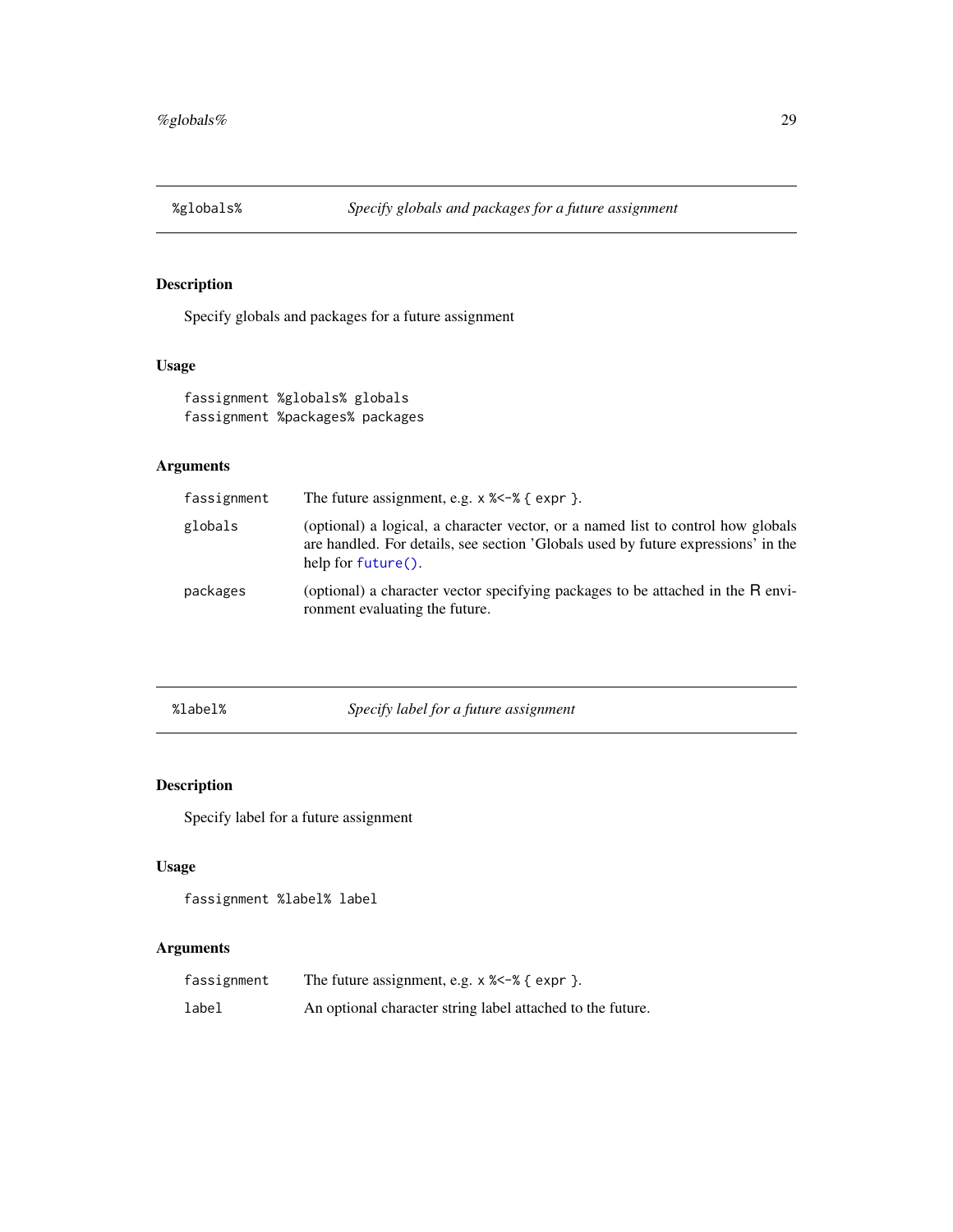## %globals% — *Specify globals and packages for a future assignment*

### Description

Specify globals and packages for a future assignment

### Usage

```
fassignment %globals% globals
fassignment %packages% packages
```

### Arguments

| | |
|---|---|
| fassignment | The future assignment, e.g. `x %<-% { expr }`. |
| globals | (optional) a logical, a character vector, or a named list to control how globals are handled. For details, see section 'Globals used by future expressions' in the help for `future()`. |
| packages | (optional) a character vector specifying packages to be attached in the R environment evaluating the future. |

## %label% — *Specify label for a future assignment*

### Description

Specify label for a future assignment

### Usage

```
fassignment %label% label
```

### Arguments

| | |
|---|---|
| fassignment | The future assignment, e.g. `x %<-% { expr }`. |
| label | An optional character string label attached to the future. |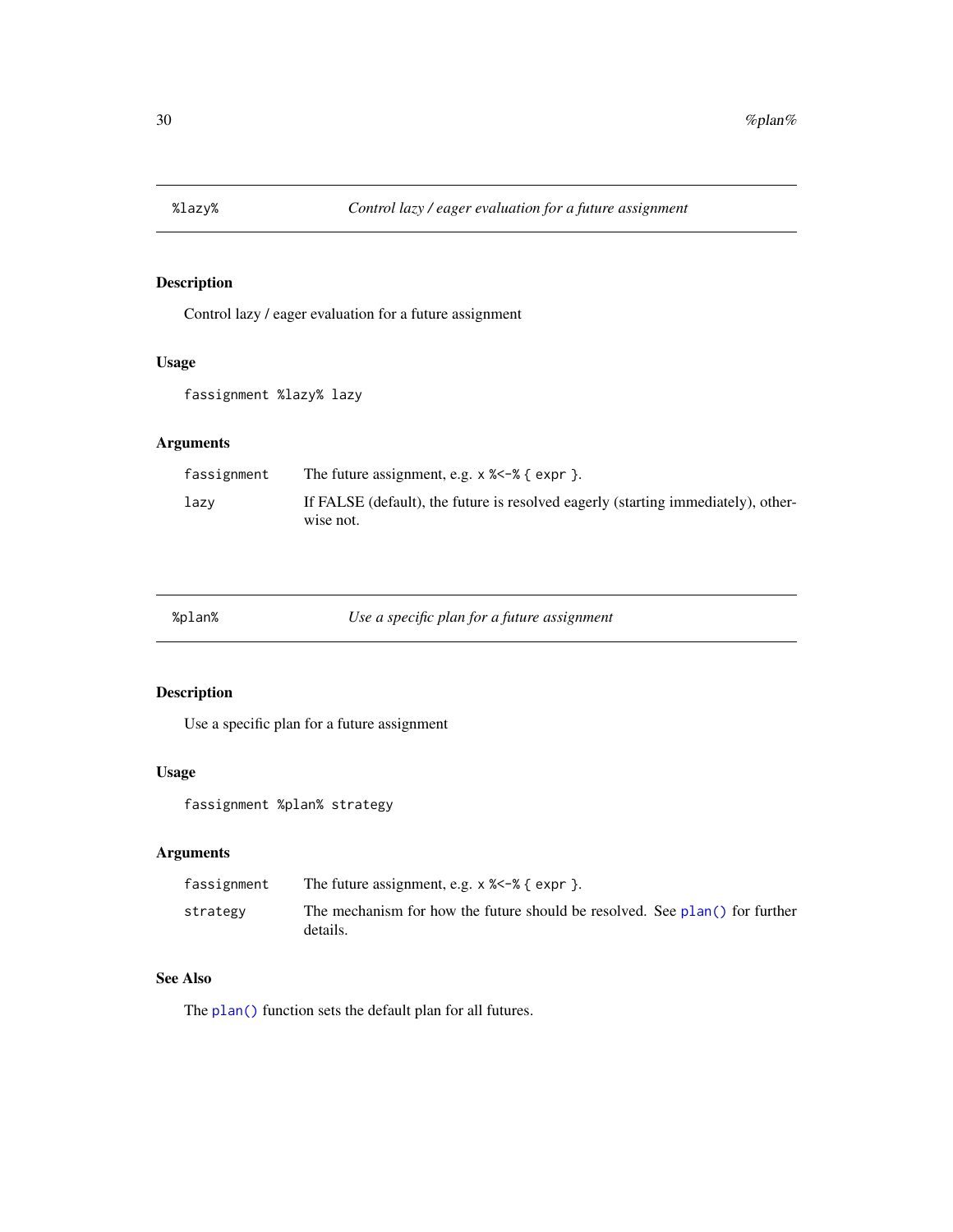## %lazy% — *Control lazy / eager evaluation for a future assignment*

### Description

Control lazy / eager evaluation for a future assignment

### Usage

```
fassignment %lazy% lazy
```

### Arguments

| | |
|---|---|
| `fassignment` | The future assignment, e.g. `x %<-% { expr }`. |
| `lazy` | If FALSE (default), the future is resolved eagerly (starting immediately), otherwise not. |

## %plan% — *Use a specific plan for a future assignment*

### Description

Use a specific plan for a future assignment

### Usage

```
fassignment %plan% strategy
```

### Arguments

| | |
|---|---|
| `fassignment` | The future assignment, e.g. `x %<-% { expr }`. |
| `strategy` | The mechanism for how the future should be resolved. See `plan()` for further details. |

### See Also

The `plan()` function sets the default plan for all futures.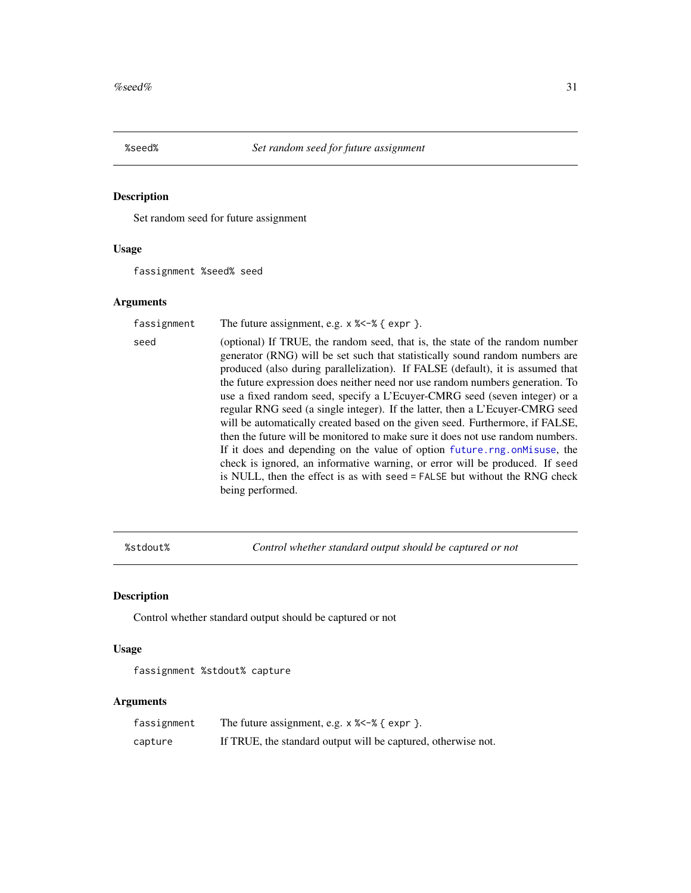## %seed% — *Set random seed for future assignment*

### Description

Set random seed for future assignment

### Usage

```
fassignment %seed% seed
```

### Arguments

| | |
|---|---|
| `fassignment` | The future assignment, e.g. `x %<-% { expr }`. |
| `seed` | (optional) If TRUE, the random seed, that is, the state of the random number generator (RNG) will be set such that statistically sound random numbers are produced (also during parallelization). If FALSE (default), it is assumed that the future expression does neither need nor use random numbers generation. To use a fixed random seed, specify a L'Ecuyer-CMRG seed (seven integer) or a regular RNG seed (a single integer). If the latter, then a L'Ecuyer-CMRG seed will be automatically created based on the given seed. Furthermore, if FALSE, then the future will be monitored to make sure it does not use random numbers. If it does and depending on the value of option `future.rng.onMisuse`, the check is ignored, an informative warning, or error will be produced. If `seed` is NULL, then the effect is as with `seed = FALSE` but without the RNG check being performed. |

## %stdout% — *Control whether standard output should be captured or not*

### Description

Control whether standard output should be captured or not

### Usage

```
fassignment %stdout% capture
```

### Arguments

| | |
|---|---|
| `fassignment` | The future assignment, e.g. `x %<-% { expr }`. |
| `capture` | If TRUE, the standard output will be captured, otherwise not. |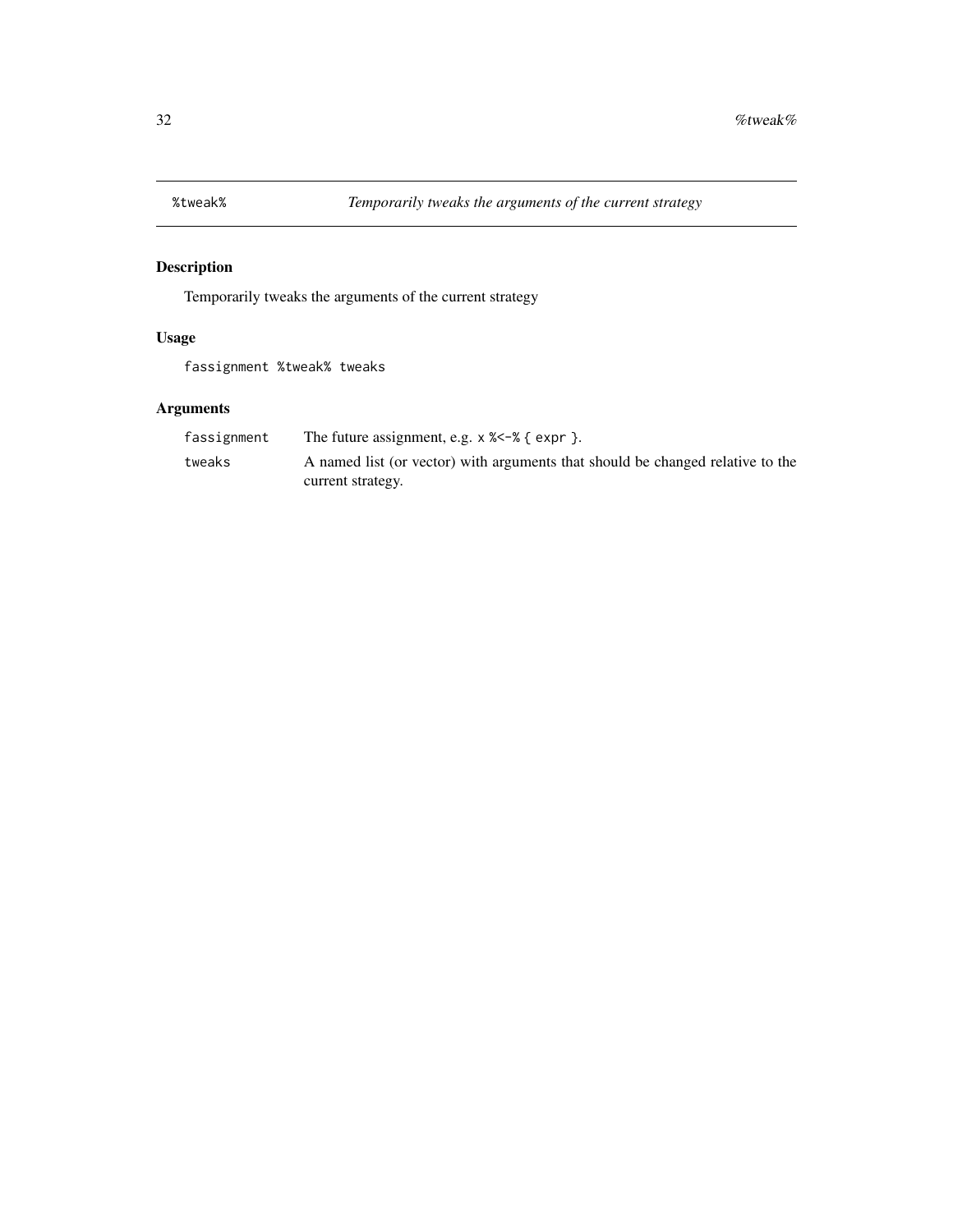# %tweak% *Temporarily tweaks the arguments of the current strategy*

## Description

Temporarily tweaks the arguments of the current strategy

## Usage

```
fassignment %tweak% tweaks
```

## Arguments

| | |
|---|---|
| fassignment | The future assignment, e.g. `x %<-% { expr }`. |
| tweaks | A named list (or vector) with arguments that should be changed relative to the current strategy. |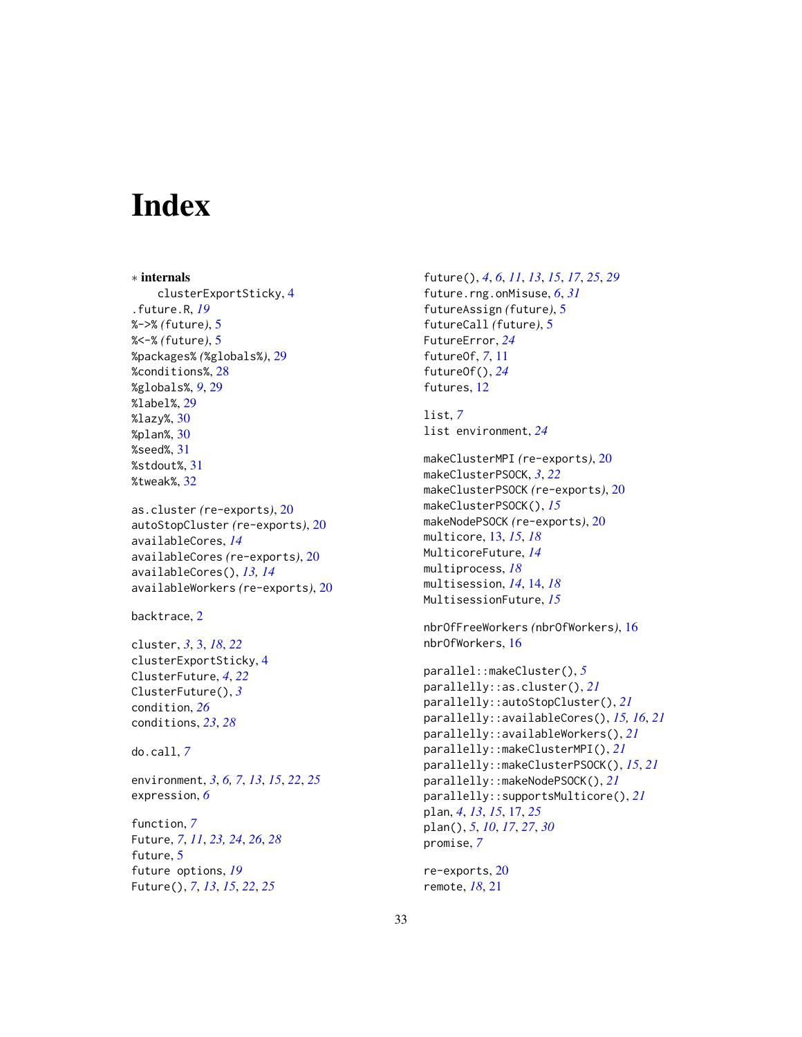# Index

∗ **internals**

clusterExportSticky, 4

.future.R, *19*

%->% *(future)*, 5

%<-% *(future)*, 5

%packages% *(%globals%)*, 29

%conditions%, 28

%globals%, *9*, 29

%label%, 29

%lazy%, 30

%plan%, 30

%seed%, 31

%stdout%, 31

%tweak%, 32

as.cluster *(re-exports)*, 20

autoStopCluster *(re-exports)*, 20

availableCores, *14*

availableCores *(re-exports)*, 20

availableCores(), *13, 14*

availableWorkers *(re-exports)*, 20

backtrace, 2

cluster, *3*, 3, *18*, *22*

clusterExportSticky, 4

ClusterFuture, *4*, *22*

ClusterFuture(), *3*

condition, *26*

conditions, *23*, *28*

do.call, *7*

environment, *3*, *6, 7*, *13*, *15*, *22*, *25*

expression, *6*

function, *7*

Future, *7*, *11*, *23, 24*, *26*, *28*

future, 5

future options, *19*

Future(), *7*, *13*, *15*, *22*, *25*

future(), *4*, *6*, *11*, *13*, *15*, *17*, *25*, *29*

future.rng.onMisuse, *6*, *31*

futureAssign *(future)*, 5

futureCall *(future)*, 5

FutureError, *24*

futureOf, *7*, 11

futureOf(), *24*

futures, 12

list, *7*

list environment, *24*

makeClusterMPI *(re-exports)*, 20

makeClusterPSOCK, *3*, *22*

makeClusterPSOCK *(re-exports)*, 20

makeClusterPSOCK(), *15*

makeNodePSOCK *(re-exports)*, 20

multicore, 13, *15*, *18*

MulticoreFuture, *14*

multiprocess, *18*

multisession, *14*, 14, *18*

MultisessionFuture, *15*

nbrOfFreeWorkers *(nbrOfWorkers)*, 16

nbrOfWorkers, 16

parallel::makeCluster(), *5*

parallelly::as.cluster(), *21*

parallelly::autoStopCluster(), *21*

parallelly::availableCores(), *15, 16*, *21*

parallelly::availableWorkers(), *21*

parallelly::makeClusterMPI(), *21*

parallelly::makeClusterPSOCK(), *15*, *21*

parallelly::makeNodePSOCK(), *21*

parallelly::supportsMulticore(), *21*

plan, *4*, *13*, *15*, 17, *25*

plan(), *5*, *10*, *17*, *27*, *30*

promise, *7*

re-exports, 20

remote, *18*, 21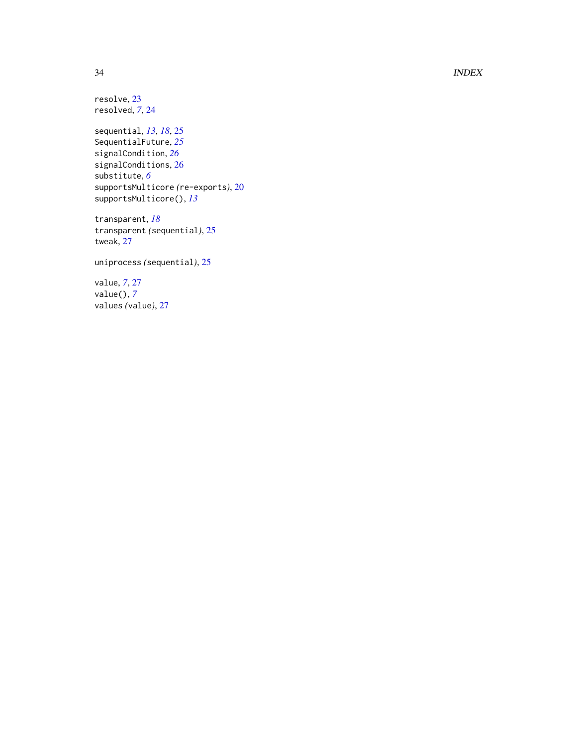resolve, 23
resolved, *7*, 24

sequential, *13*, *18*, 25
SequentialFuture, *25*
signalCondition, *26*
signalConditions, 26
substitute, *6*
supportsMulticore *(re-exports)*, 20
supportsMulticore(), *13*

transparent, *18*
transparent *(sequential)*, 25
tweak, 27

uniprocess *(sequential)*, 25

value, *7*, 27
value(), *7*
values *(value)*, 27